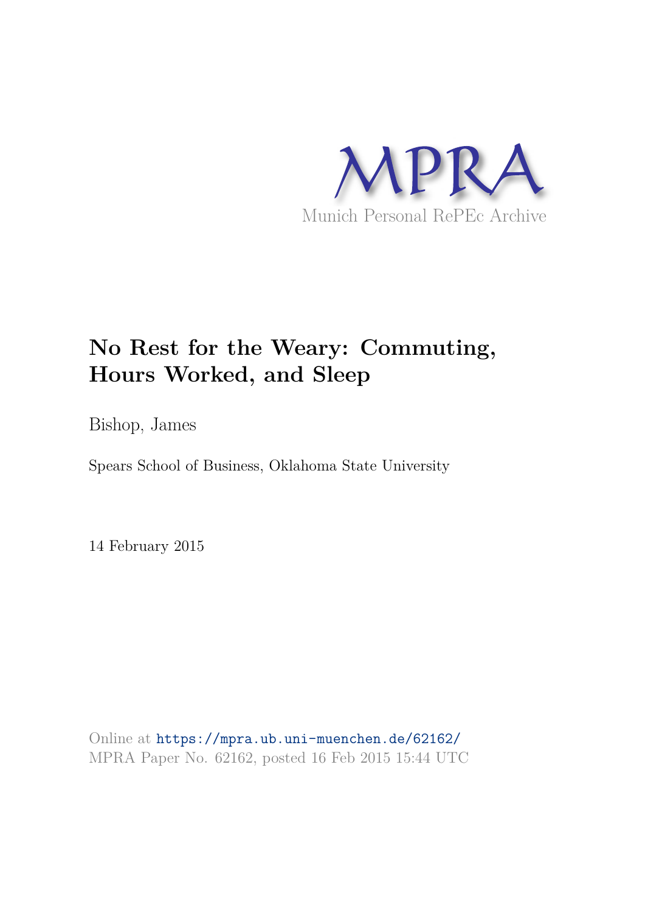MPRA

Munich Personal RePEc Archive

# No Rest for the Weary: Commuting, Hours Worked, and Sleep

Bishop, James

Spears School of Business, Oklahoma State University

14 February 2015

Online at https://mpra.ub.uni-muenchen.de/62162/
MPRA Paper No. 62162, posted 16 Feb 2015 15:44 UTC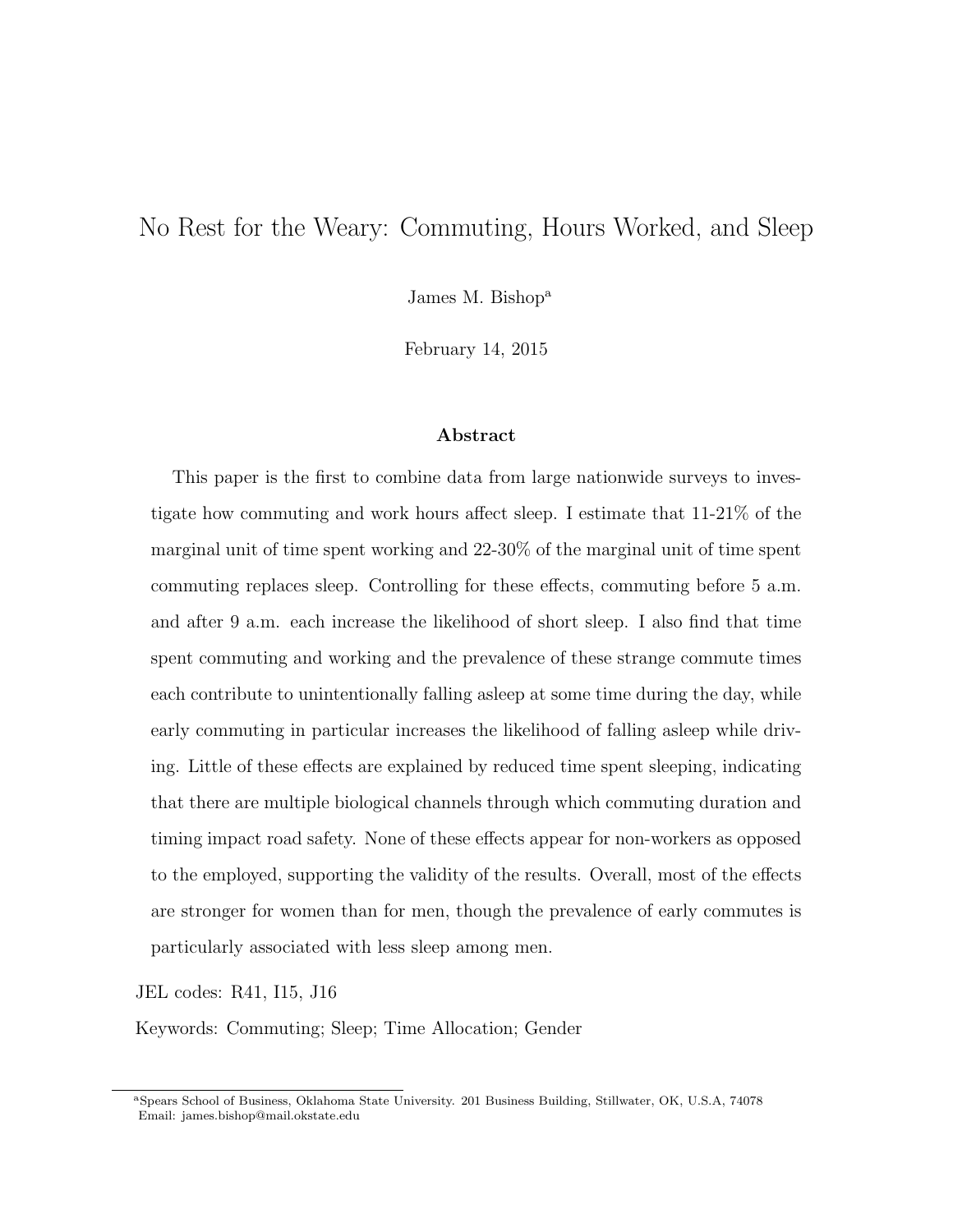# No Rest for the Weary: Commuting, Hours Worked, and Sleep

James M. Bishop[a]

February 14, 2015

## Abstract

This paper is the first to combine data from large nationwide surveys to investigate how commuting and work hours affect sleep. I estimate that 11-21% of the marginal unit of time spent working and 22-30% of the marginal unit of time spent commuting replaces sleep. Controlling for these effects, commuting before 5 a.m. and after 9 a.m. each increase the likelihood of short sleep. I also find that time spent commuting and working and the prevalence of these strange commute times each contribute to unintentionally falling asleep at some time during the day, while early commuting in particular increases the likelihood of falling asleep while driving. Little of these effects are explained by reduced time spent sleeping, indicating that there are multiple biological channels through which commuting duration and timing impact road safety. None of these effects appear for non-workers as opposed to the employed, supporting the validity of the results. Overall, most of the effects are stronger for women than for men, though the prevalence of early commutes is particularly associated with less sleep among men.

JEL codes: R41, I15, J16

Keywords: Commuting; Sleep; Time Allocation; Gender

---

[a] Spears School of Business, Oklahoma State University. 201 Business Building, Stillwater, OK, U.S.A, 74078
Email: james.bishop@mail.okstate.edu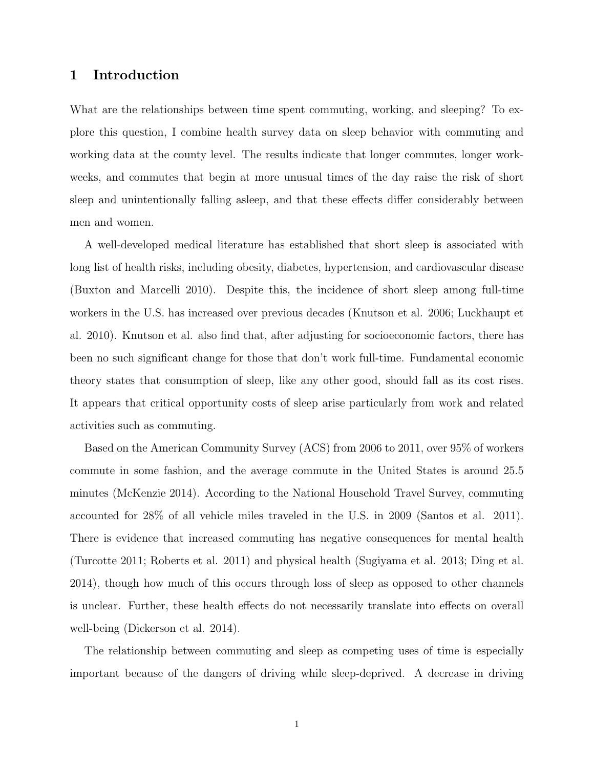# 1 Introduction

What are the relationships between time spent commuting, working, and sleeping? To explore this question, I combine health survey data on sleep behavior with commuting and working data at the county level. The results indicate that longer commutes, longer workweeks, and commutes that begin at more unusual times of the day raise the risk of short sleep and unintentionally falling asleep, and that these effects differ considerably between men and women.

A well-developed medical literature has established that short sleep is associated with long list of health risks, including obesity, diabetes, hypertension, and cardiovascular disease (Buxton and Marcelli 2010). Despite this, the incidence of short sleep among full-time workers in the U.S. has increased over previous decades (Knutson et al. 2006; Luckhaupt et al. 2010). Knutson et al. also find that, after adjusting for socioeconomic factors, there has been no such significant change for those that don't work full-time. Fundamental economic theory states that consumption of sleep, like any other good, should fall as its cost rises. It appears that critical opportunity costs of sleep arise particularly from work and related activities such as commuting.

Based on the American Community Survey (ACS) from 2006 to 2011, over 95% of workers commute in some fashion, and the average commute in the United States is around 25.5 minutes (McKenzie 2014). According to the National Household Travel Survey, commuting accounted for 28% of all vehicle miles traveled in the U.S. in 2009 (Santos et al. 2011). There is evidence that increased commuting has negative consequences for mental health (Turcotte 2011; Roberts et al. 2011) and physical health (Sugiyama et al. 2013; Ding et al. 2014), though how much of this occurs through loss of sleep as opposed to other channels is unclear. Further, these health effects do not necessarily translate into effects on overall well-being (Dickerson et al. 2014).

The relationship between commuting and sleep as competing uses of time is especially important because of the dangers of driving while sleep-deprived. A decrease in driving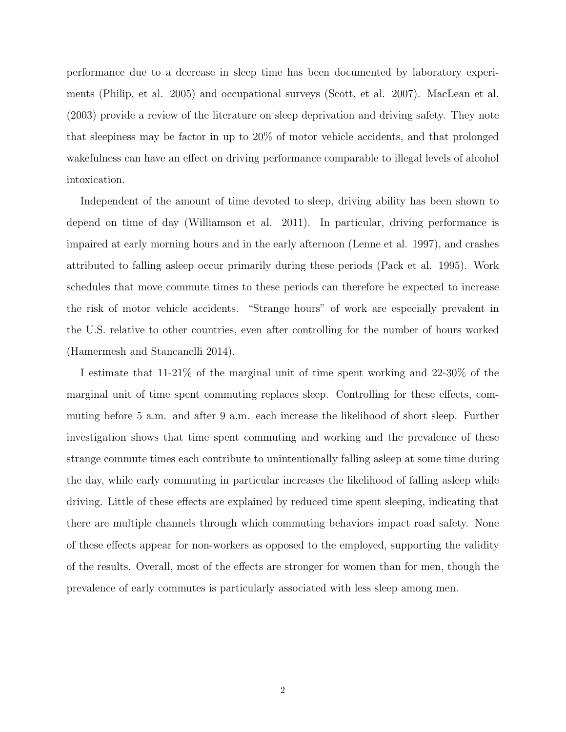performance due to a decrease in sleep time has been documented by laboratory experiments (Philip, et al. 2005) and occupational surveys (Scott, et al. 2007). MacLean et al. (2003) provide a review of the literature on sleep deprivation and driving safety. They note that sleepiness may be factor in up to 20% of motor vehicle accidents, and that prolonged wakefulness can have an effect on driving performance comparable to illegal levels of alcohol intoxication.

Independent of the amount of time devoted to sleep, driving ability has been shown to depend on time of day (Williamson et al. 2011). In particular, driving performance is impaired at early morning hours and in the early afternoon (Lenne et al. 1997), and crashes attributed to falling asleep occur primarily during these periods (Pack et al. 1995). Work schedules that move commute times to these periods can therefore be expected to increase the risk of motor vehicle accidents. "Strange hours" of work are especially prevalent in the U.S. relative to other countries, even after controlling for the number of hours worked (Hamermesh and Stancanelli 2014).

I estimate that 11-21% of the marginal unit of time spent working and 22-30% of the marginal unit of time spent commuting replaces sleep. Controlling for these effects, commuting before 5 a.m. and after 9 a.m. each increase the likelihood of short sleep. Further investigation shows that time spent commuting and working and the prevalence of these strange commute times each contribute to unintentionally falling asleep at some time during the day, while early commuting in particular increases the likelihood of falling asleep while driving. Little of these effects are explained by reduced time spent sleeping, indicating that there are multiple channels through which commuting behaviors impact road safety. None of these effects appear for non-workers as opposed to the employed, supporting the validity of the results. Overall, most of the effects are stronger for women than for men, though the prevalence of early commutes is particularly associated with less sleep among men.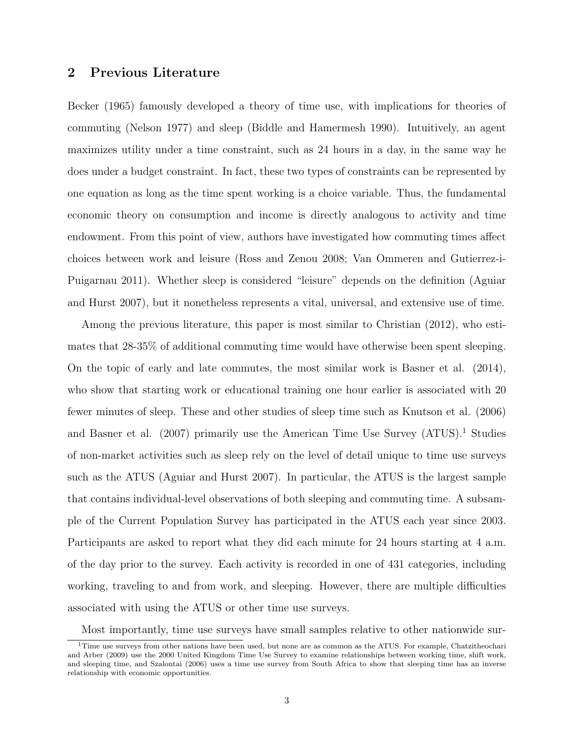## 2 Previous Literature

Becker (1965) famously developed a theory of time use, with implications for theories of commuting (Nelson 1977) and sleep (Biddle and Hamermesh 1990). Intuitively, an agent maximizes utility under a time constraint, such as 24 hours in a day, in the same way he does under a budget constraint. In fact, these two types of constraints can be represented by one equation as long as the time spent working is a choice variable. Thus, the fundamental economic theory on consumption and income is directly analogous to activity and time endowment. From this point of view, authors have investigated how commuting times affect choices between work and leisure (Ross and Zenou 2008; Van Ommeren and Gutierrez-i-Puigarnau 2011). Whether sleep is considered "leisure" depends on the definition (Aguiar and Hurst 2007), but it nonetheless represents a vital, universal, and extensive use of time.

Among the previous literature, this paper is most similar to Christian (2012), who estimates that 28-35% of additional commuting time would have otherwise been spent sleeping. On the topic of early and late commutes, the most similar work is Basner et al. (2014), who show that starting work or educational training one hour earlier is associated with 20 fewer minutes of sleep. These and other studies of sleep time such as Knutson et al. (2006) and Basner et al. (2007) primarily use the American Time Use Survey (ATUS).[1] Studies of non-market activities such as sleep rely on the level of detail unique to time use surveys such as the ATUS (Aguiar and Hurst 2007). In particular, the ATUS is the largest sample that contains individual-level observations of both sleeping and commuting time. A subsample of the Current Population Survey has participated in the ATUS each year since 2003. Participants are asked to report what they did each minute for 24 hours starting at 4 a.m. of the day prior to the survey. Each activity is recorded in one of 431 categories, including working, traveling to and from work, and sleeping. However, there are multiple difficulties associated with using the ATUS or other time use surveys.

Most importantly, time use surveys have small samples relative to other nationwide sur-

[1] Time use surveys from other nations have been used, but none are as common as the ATUS. For example, Chatzitheochari and Arber (2009) use the 2000 United Kingdom Time Use Survey to examine relationships between working time, shift work, and sleeping time, and Szalontai (2006) uses a time use survey from South Africa to show that sleeping time has an inverse relationship with economic opportunities.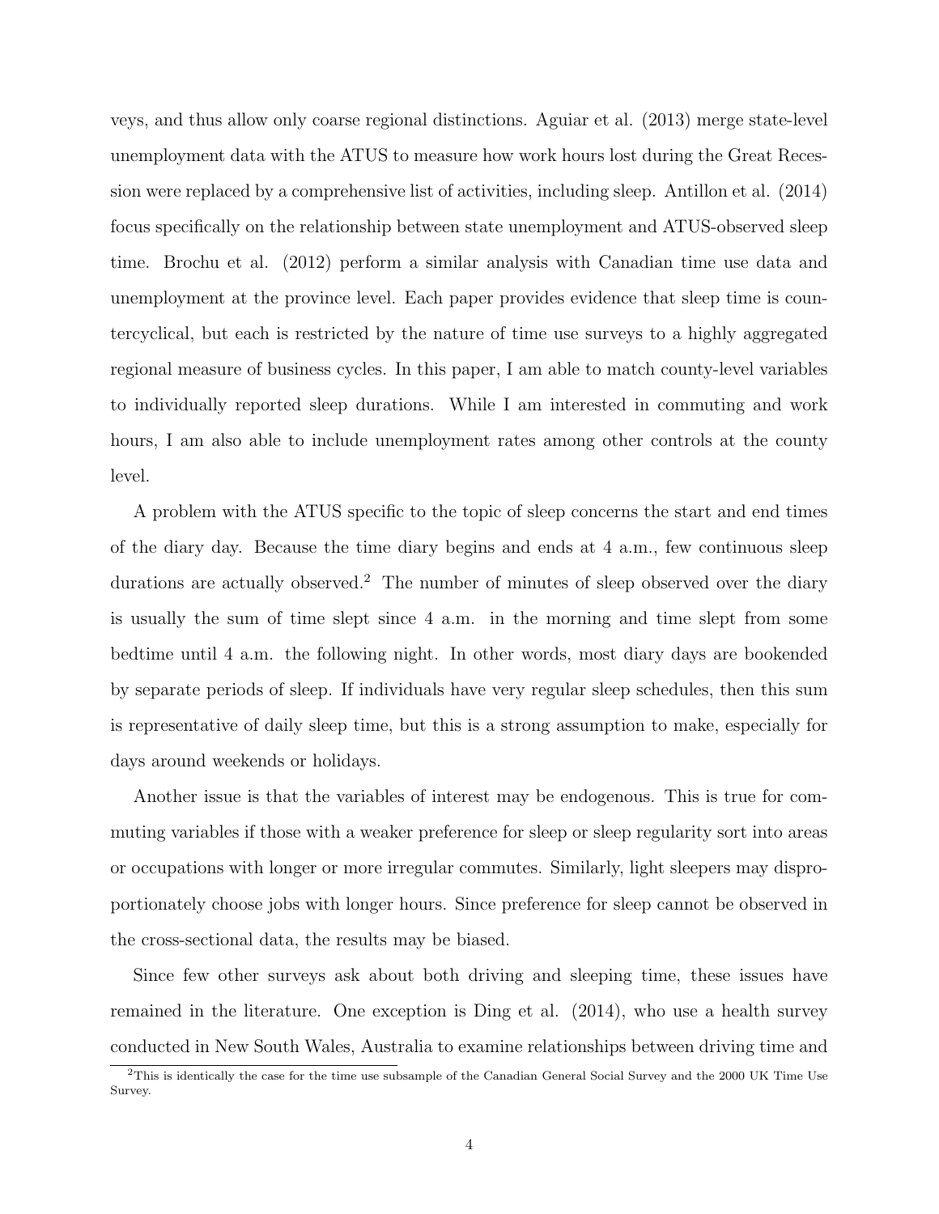veys, and thus allow only coarse regional distinctions. Aguiar et al. (2013) merge state-level unemployment data with the ATUS to measure how work hours lost during the Great Recession were replaced by a comprehensive list of activities, including sleep. Antillon et al. (2014) focus specifically on the relationship between state unemployment and ATUS-observed sleep time. Brochu et al. (2012) perform a similar analysis with Canadian time use data and unemployment at the province level. Each paper provides evidence that sleep time is countercyclical, but each is restricted by the nature of time use surveys to a highly aggregated regional measure of business cycles. In this paper, I am able to match county-level variables to individually reported sleep durations. While I am interested in commuting and work hours, I am also able to include unemployment rates among other controls at the county level.

A problem with the ATUS specific to the topic of sleep concerns the start and end times of the diary day. Because the time diary begins and ends at 4 a.m., few continuous sleep durations are actually observed.[2] The number of minutes of sleep observed over the diary is usually the sum of time slept since 4 a.m. in the morning and time slept from some bedtime until 4 a.m. the following night. In other words, most diary days are bookended by separate periods of sleep. If individuals have very regular sleep schedules, then this sum is representative of daily sleep time, but this is a strong assumption to make, especially for days around weekends or holidays.

Another issue is that the variables of interest may be endogenous. This is true for commuting variables if those with a weaker preference for sleep or sleep regularity sort into areas or occupations with longer or more irregular commutes. Similarly, light sleepers may disproportionately choose jobs with longer hours. Since preference for sleep cannot be observed in the cross-sectional data, the results may be biased.

Since few other surveys ask about both driving and sleeping time, these issues have remained in the literature. One exception is Ding et al. (2014), who use a health survey conducted in New South Wales, Australia to examine relationships between driving time and

[2] This is identically the case for the time use subsample of the Canadian General Social Survey and the 2000 UK Time Use Survey.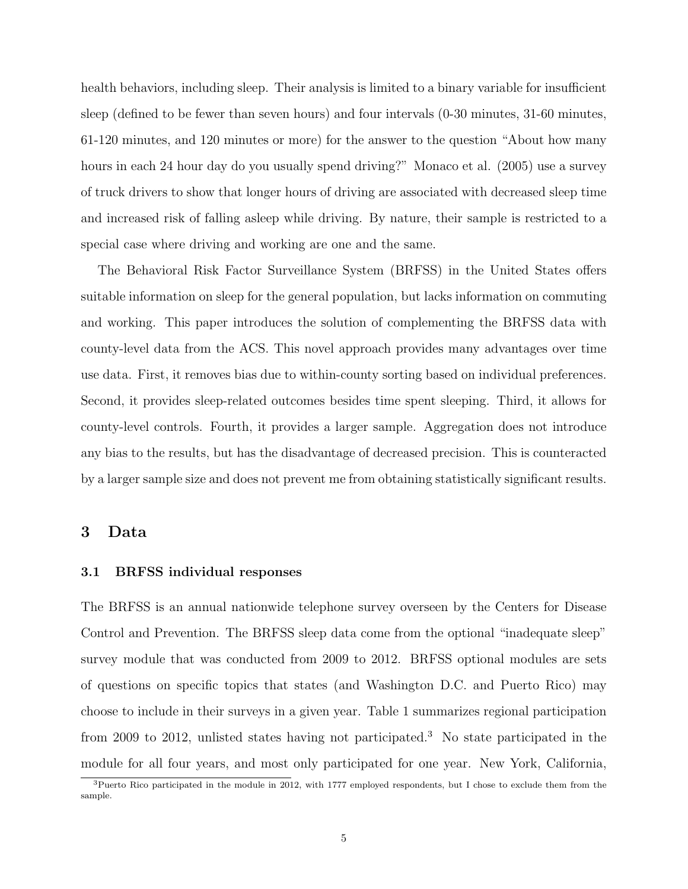health behaviors, including sleep. Their analysis is limited to a binary variable for insufficient sleep (defined to be fewer than seven hours) and four intervals (0-30 minutes, 31-60 minutes, 61-120 minutes, and 120 minutes or more) for the answer to the question "About how many hours in each 24 hour day do you usually spend driving?" Monaco et al. (2005) use a survey of truck drivers to show that longer hours of driving are associated with decreased sleep time and increased risk of falling asleep while driving. By nature, their sample is restricted to a special case where driving and working are one and the same.

The Behavioral Risk Factor Surveillance System (BRFSS) in the United States offers suitable information on sleep for the general population, but lacks information on commuting and working. This paper introduces the solution of complementing the BRFSS data with county-level data from the ACS. This novel approach provides many advantages over time use data. First, it removes bias due to within-county sorting based on individual preferences. Second, it provides sleep-related outcomes besides time spent sleeping. Third, it allows for county-level controls. Fourth, it provides a larger sample. Aggregation does not introduce any bias to the results, but has the disadvantage of decreased precision. This is counteracted by a larger sample size and does not prevent me from obtaining statistically significant results.

## 3 Data

### 3.1 BRFSS individual responses

The BRFSS is an annual nationwide telephone survey overseen by the Centers for Disease Control and Prevention. The BRFSS sleep data come from the optional "inadequate sleep" survey module that was conducted from 2009 to 2012. BRFSS optional modules are sets of questions on specific topics that states (and Washington D.C. and Puerto Rico) may choose to include in their surveys in a given year. Table 1 summarizes regional participation from 2009 to 2012, unlisted states having not participated.[3] No state participated in the module for all four years, and most only participated for one year. New York, California,

[3] Puerto Rico participated in the module in 2012, with 1777 employed respondents, but I chose to exclude them from the sample.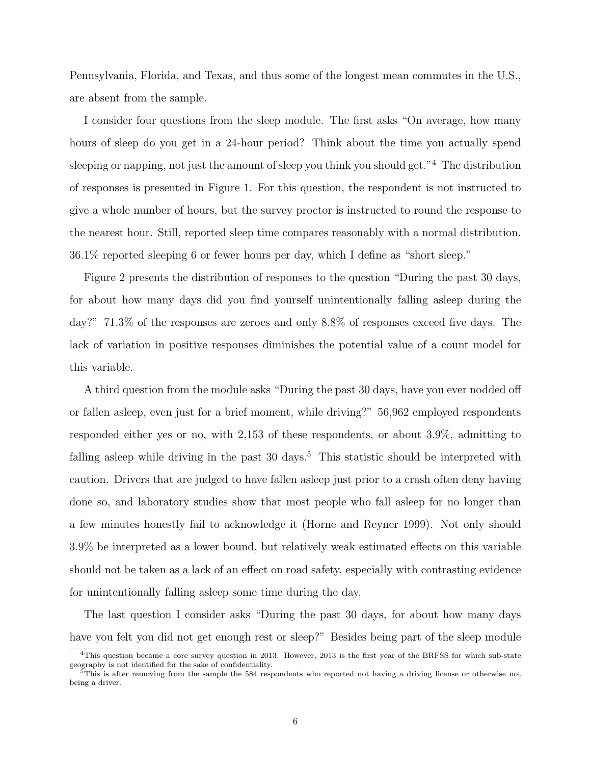Pennsylvania, Florida, and Texas, and thus some of the longest mean commutes in the U.S., are absent from the sample.

I consider four questions from the sleep module. The first asks "On average, how many hours of sleep do you get in a 24-hour period? Think about the time you actually spend sleeping or napping, not just the amount of sleep you think you should get."[4] The distribution of responses is presented in Figure 1. For this question, the respondent is not instructed to give a whole number of hours, but the survey proctor is instructed to round the response to the nearest hour. Still, reported sleep time compares reasonably with a normal distribution. 36.1% reported sleeping 6 or fewer hours per day, which I define as "short sleep."

Figure 2 presents the distribution of responses to the question "During the past 30 days, for about how many days did you find yourself unintentionally falling asleep during the day?" 71.3% of the responses are zeroes and only 8.8% of responses exceed five days. The lack of variation in positive responses diminishes the potential value of a count model for this variable.

A third question from the module asks "During the past 30 days, have you ever nodded off or fallen asleep, even just for a brief moment, while driving?" 56,962 employed respondents responded either yes or no, with 2,153 of these respondents, or about 3.9%, admitting to falling asleep while driving in the past 30 days.[5] This statistic should be interpreted with caution. Drivers that are judged to have fallen asleep just prior to a crash often deny having done so, and laboratory studies show that most people who fall asleep for no longer than a few minutes honestly fail to acknowledge it (Horne and Reyner 1999). Not only should 3.9% be interpreted as a lower bound, but relatively weak estimated effects on this variable should not be taken as a lack of an effect on road safety, especially with contrasting evidence for unintentionally falling asleep some time during the day.

The last question I consider asks "During the past 30 days, for about how many days have you felt you did not get enough rest or sleep?" Besides being part of the sleep module

[4]This question became a core survey question in 2013. However, 2013 is the first year of the BRFSS for which sub-state geography is not identified for the sake of confidentiality.

[5]This is after removing from the sample the 584 respondents who reported not having a driving license or otherwise not being a driver.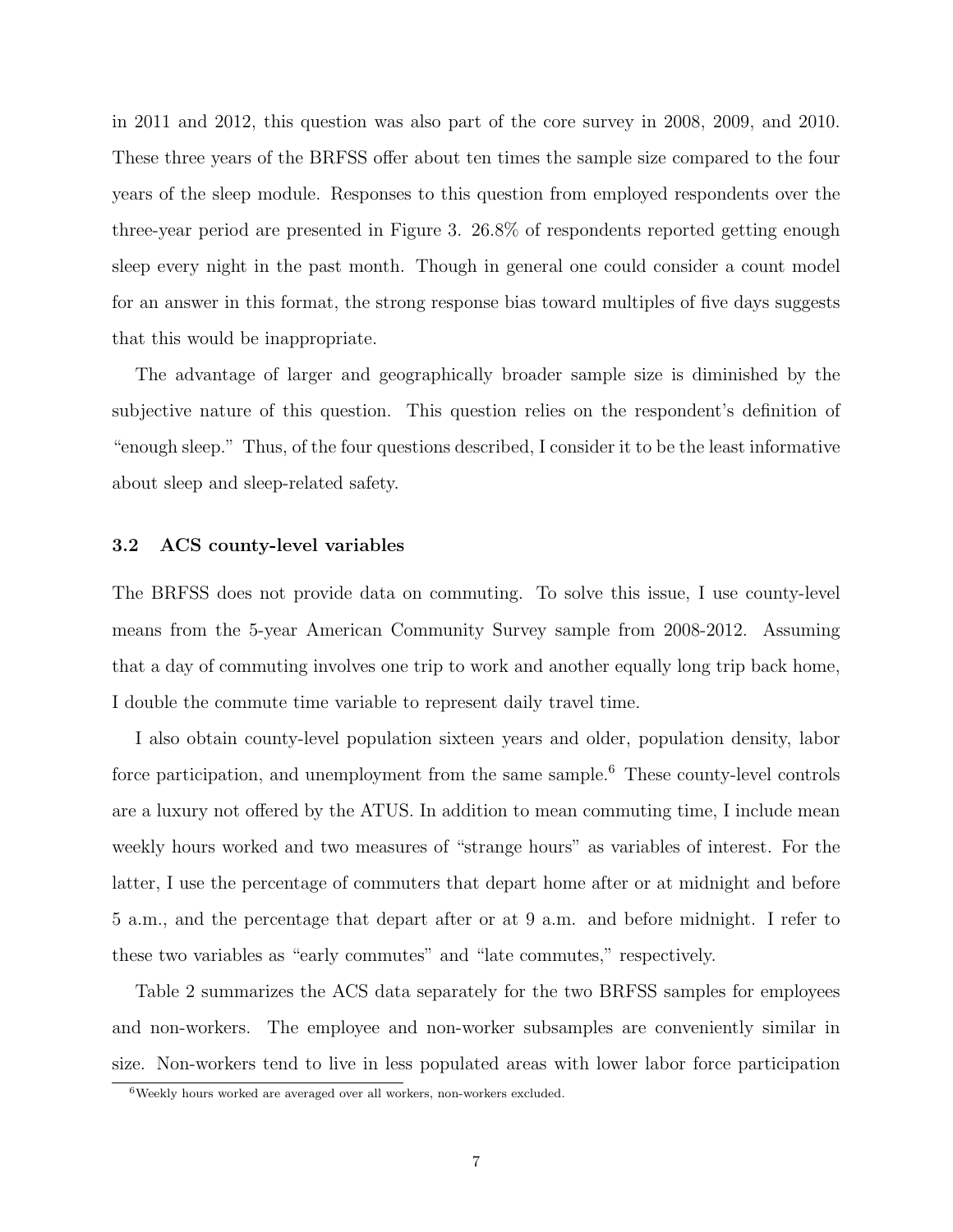in 2011 and 2012, this question was also part of the core survey in 2008, 2009, and 2010. These three years of the BRFSS offer about ten times the sample size compared to the four years of the sleep module. Responses to this question from employed respondents over the three-year period are presented in Figure 3. 26.8% of respondents reported getting enough sleep every night in the past month. Though in general one could consider a count model for an answer in this format, the strong response bias toward multiples of five days suggests that this would be inappropriate.

The advantage of larger and geographically broader sample size is diminished by the subjective nature of this question. This question relies on the respondent's definition of "enough sleep." Thus, of the four questions described, I consider it to be the least informative about sleep and sleep-related safety.

### 3.2 ACS county-level variables

The BRFSS does not provide data on commuting. To solve this issue, I use county-level means from the 5-year American Community Survey sample from 2008-2012. Assuming that a day of commuting involves one trip to work and another equally long trip back home, I double the commute time variable to represent daily travel time.

I also obtain county-level population sixteen years and older, population density, labor force participation, and unemployment from the same sample.[6] These county-level controls are a luxury not offered by the ATUS. In addition to mean commuting time, I include mean weekly hours worked and two measures of "strange hours" as variables of interest. For the latter, I use the percentage of commuters that depart home after or at midnight and before 5 a.m., and the percentage that depart after or at 9 a.m. and before midnight. I refer to these two variables as "early commutes" and "late commutes," respectively.

Table 2 summarizes the ACS data separately for the two BRFSS samples for employees and non-workers. The employee and non-worker subsamples are conveniently similar in size. Non-workers tend to live in less populated areas with lower labor force participation

[6] Weekly hours worked are averaged over all workers, non-workers excluded.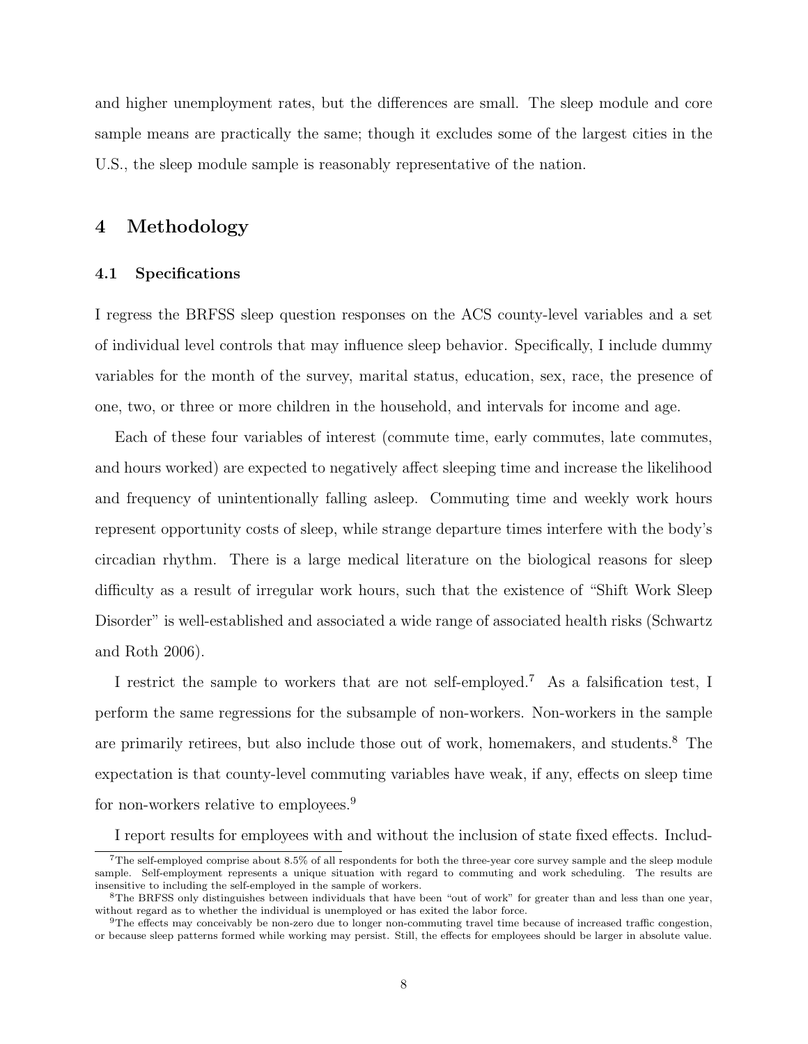and higher unemployment rates, but the differences are small. The sleep module and core sample means are practically the same; though it excludes some of the largest cities in the U.S., the sleep module sample is reasonably representative of the nation.

# 4 Methodology

## 4.1 Specifications

I regress the BRFSS sleep question responses on the ACS county-level variables and a set of individual level controls that may influence sleep behavior. Specifically, I include dummy variables for the month of the survey, marital status, education, sex, race, the presence of one, two, or three or more children in the household, and intervals for income and age.

Each of these four variables of interest (commute time, early commutes, late commutes, and hours worked) are expected to negatively affect sleeping time and increase the likelihood and frequency of unintentionally falling asleep. Commuting time and weekly work hours represent opportunity costs of sleep, while strange departure times interfere with the body's circadian rhythm. There is a large medical literature on the biological reasons for sleep difficulty as a result of irregular work hours, such that the existence of "Shift Work Sleep Disorder" is well-established and associated a wide range of associated health risks (Schwartz and Roth 2006).

I restrict the sample to workers that are not self-employed.[7] As a falsification test, I perform the same regressions for the subsample of non-workers. Non-workers in the sample are primarily retirees, but also include those out of work, homemakers, and students.[8] The expectation is that county-level commuting variables have weak, if any, effects on sleep time for non-workers relative to employees.[9]

I report results for employees with and without the inclusion of state fixed effects. Includ-

[7] The self-employed comprise about 8.5% of all respondents for both the three-year core survey sample and the sleep module sample. Self-employment represents a unique situation with regard to commuting and work scheduling. The results are insensitive to including the self-employed in the sample of workers.

[8] The BRFSS only distinguishes between individuals that have been "out of work" for greater than and less than one year, without regard as to whether the individual is unemployed or has exited the labor force.

[9] The effects may conceivably be non-zero due to longer non-commuting travel time because of increased traffic congestion, or because sleep patterns formed while working may persist. Still, the effects for employees should be larger in absolute value.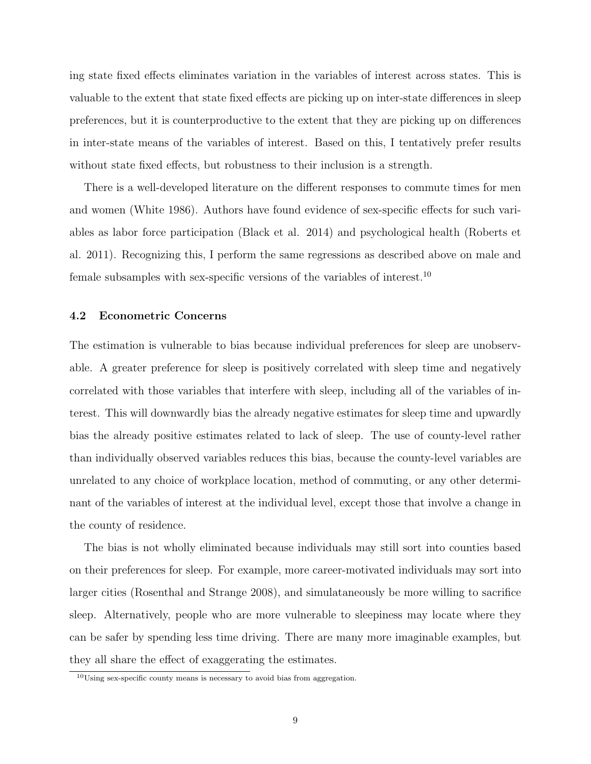ing state fixed effects eliminates variation in the variables of interest across states. This is valuable to the extent that state fixed effects are picking up on inter-state differences in sleep preferences, but it is counterproductive to the extent that they are picking up on differences in inter-state means of the variables of interest. Based on this, I tentatively prefer results without state fixed effects, but robustness to their inclusion is a strength.

There is a well-developed literature on the different responses to commute times for men and women (White 1986). Authors have found evidence of sex-specific effects for such variables as labor force participation (Black et al. 2014) and psychological health (Roberts et al. 2011). Recognizing this, I perform the same regressions as described above on male and female subsamples with sex-specific versions of the variables of interest.[10]

### 4.2 Econometric Concerns

The estimation is vulnerable to bias because individual preferences for sleep are unobservable. A greater preference for sleep is positively correlated with sleep time and negatively correlated with those variables that interfere with sleep, including all of the variables of interest. This will downwardly bias the already negative estimates for sleep time and upwardly bias the already positive estimates related to lack of sleep. The use of county-level rather than individually observed variables reduces this bias, because the county-level variables are unrelated to any choice of workplace location, method of commuting, or any other determinant of the variables of interest at the individual level, except those that involve a change in the county of residence.

The bias is not wholly eliminated because individuals may still sort into counties based on their preferences for sleep. For example, more career-motivated individuals may sort into larger cities (Rosenthal and Strange 2008), and simulataneously be more willing to sacrifice sleep. Alternatively, people who are more vulnerable to sleepiness may locate where they can be safer by spending less time driving. There are many more imaginable examples, but they all share the effect of exaggerating the estimates.

[10] Using sex-specific county means is necessary to avoid bias from aggregation.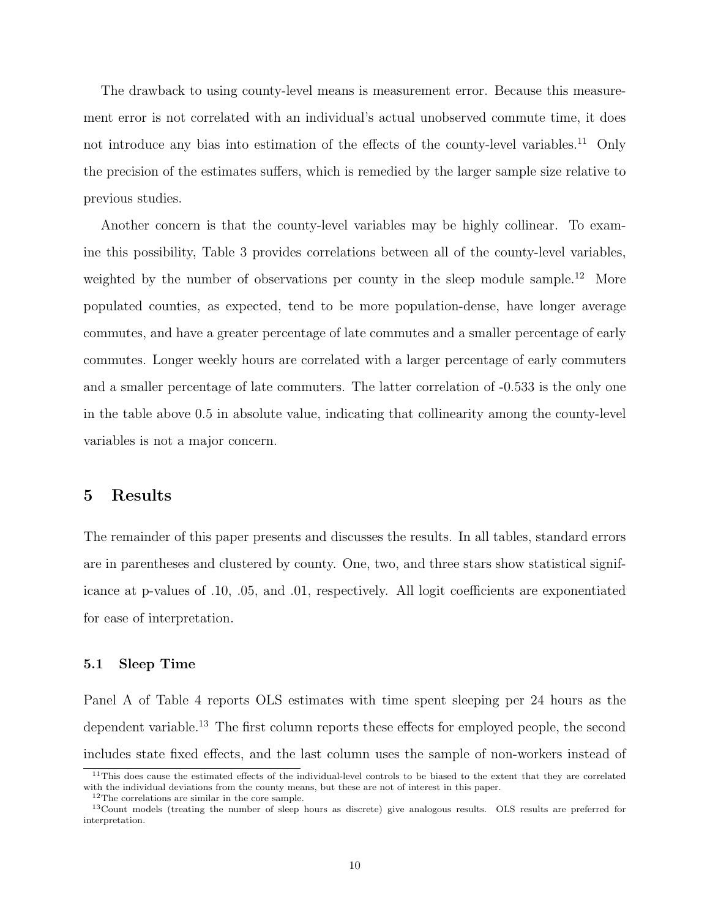The drawback to using county-level means is measurement error. Because this measurement error is not correlated with an individual's actual unobserved commute time, it does not introduce any bias into estimation of the effects of the county-level variables.[11] Only the precision of the estimates suffers, which is remedied by the larger sample size relative to previous studies.

Another concern is that the county-level variables may be highly collinear. To examine this possibility, Table 3 provides correlations between all of the county-level variables, weighted by the number of observations per county in the sleep module sample.[12] More populated counties, as expected, tend to be more population-dense, have longer average commutes, and have a greater percentage of late commutes and a smaller percentage of early commutes. Longer weekly hours are correlated with a larger percentage of early commuters and a smaller percentage of late commuters. The latter correlation of -0.533 is the only one in the table above 0.5 in absolute value, indicating that collinearity among the county-level variables is not a major concern.

# 5 Results

The remainder of this paper presents and discusses the results. In all tables, standard errors are in parentheses and clustered by county. One, two, and three stars show statistical significance at p-values of .10, .05, and .01, respectively. All logit coefficients are exponentiated for ease of interpretation.

## 5.1 Sleep Time

Panel A of Table 4 reports OLS estimates with time spent sleeping per 24 hours as the dependent variable.[13] The first column reports these effects for employed people, the second includes state fixed effects, and the last column uses the sample of non-workers instead of

---

[11] This does cause the estimated effects of the individual-level controls to be biased to the extent that they are correlated with the individual deviations from the county means, but these are not of interest in this paper.

[12] The correlations are similar in the core sample.

[13] Count models (treating the number of sleep hours as discrete) give analogous results. OLS results are preferred for interpretation.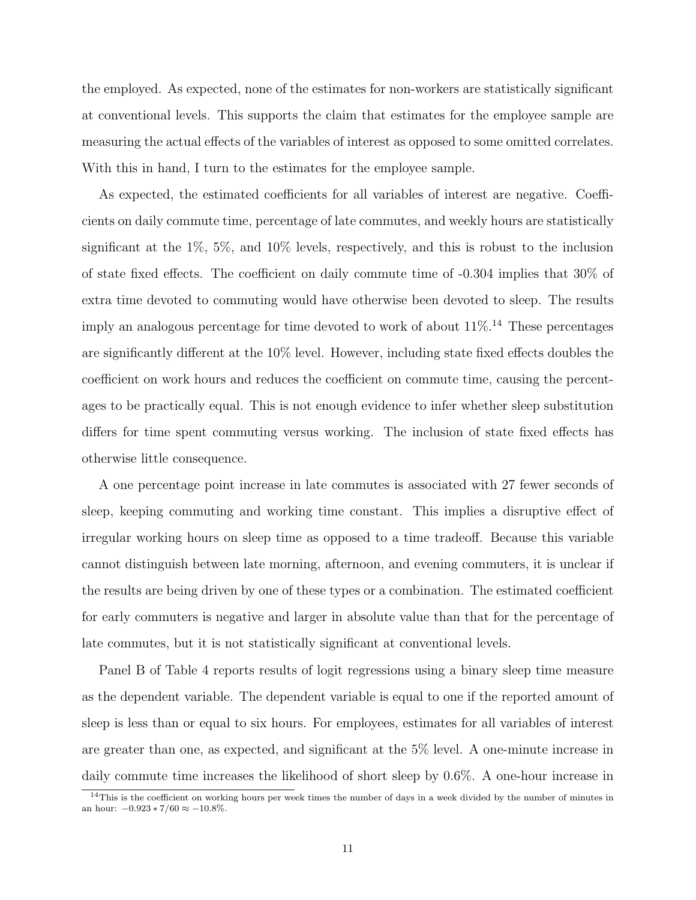the employed. As expected, none of the estimates for non-workers are statistically significant at conventional levels. This supports the claim that estimates for the employee sample are measuring the actual effects of the variables of interest as opposed to some omitted correlates. With this in hand, I turn to the estimates for the employee sample.

As expected, the estimated coefficients for all variables of interest are negative. Coefficients on daily commute time, percentage of late commutes, and weekly hours are statistically significant at the 1%, 5%, and 10% levels, respectively, and this is robust to the inclusion of state fixed effects. The coefficient on daily commute time of -0.304 implies that 30% of extra time devoted to commuting would have otherwise been devoted to sleep. The results imply an analogous percentage for time devoted to work of about 11%.[14] These percentages are significantly different at the 10% level. However, including state fixed effects doubles the coefficient on work hours and reduces the coefficient on commute time, causing the percentages to be practically equal. This is not enough evidence to infer whether sleep substitution differs for time spent commuting versus working. The inclusion of state fixed effects has otherwise little consequence.

A one percentage point increase in late commutes is associated with 27 fewer seconds of sleep, keeping commuting and working time constant. This implies a disruptive effect of irregular working hours on sleep time as opposed to a time tradeoff. Because this variable cannot distinguish between late morning, afternoon, and evening commuters, it is unclear if the results are being driven by one of these types or a combination. The estimated coefficient for early commuters is negative and larger in absolute value than that for the percentage of late commutes, but it is not statistically significant at conventional levels.

Panel B of Table 4 reports results of logit regressions using a binary sleep time measure as the dependent variable. The dependent variable is equal to one if the reported amount of sleep is less than or equal to six hours. For employees, estimates for all variables of interest are greater than one, as expected, and significant at the 5% level. A one-minute increase in daily commute time increases the likelihood of short sleep by 0.6%. A one-hour increase in

[14] This is the coefficient on working hours per week times the number of days in a week divided by the number of minutes in an hour: $-0.923 * 7/60 \approx -10.8\%$.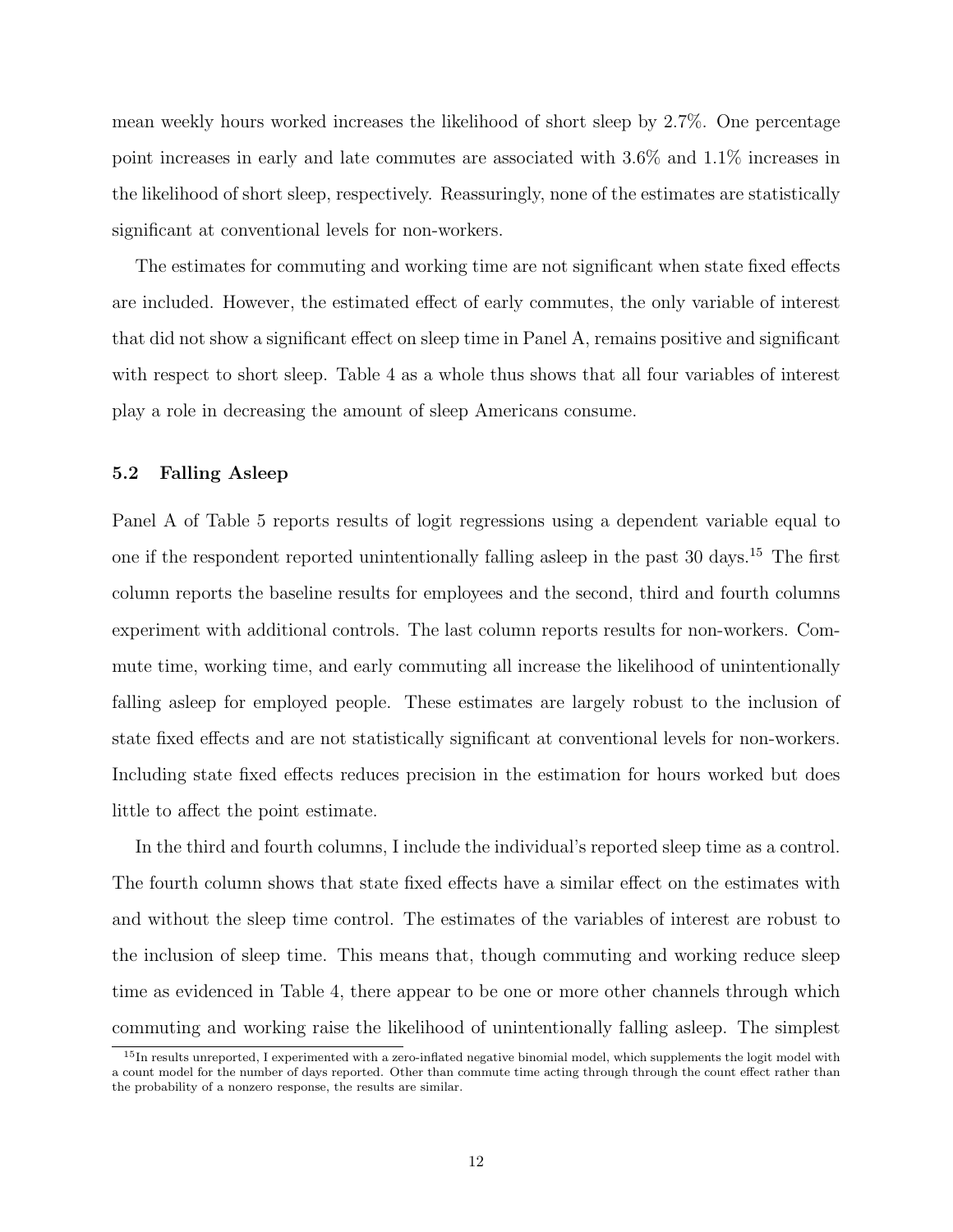mean weekly hours worked increases the likelihood of short sleep by 2.7%. One percentage point increases in early and late commutes are associated with 3.6% and 1.1% increases in the likelihood of short sleep, respectively. Reassuringly, none of the estimates are statistically significant at conventional levels for non-workers.

The estimates for commuting and working time are not significant when state fixed effects are included. However, the estimated effect of early commutes, the only variable of interest that did not show a significant effect on sleep time in Panel A, remains positive and significant with respect to short sleep. Table 4 as a whole thus shows that all four variables of interest play a role in decreasing the amount of sleep Americans consume.

### 5.2 Falling Asleep

Panel A of Table 5 reports results of logit regressions using a dependent variable equal to one if the respondent reported unintentionally falling asleep in the past 30 days.[15] The first column reports the baseline results for employees and the second, third and fourth columns experiment with additional controls. The last column reports results for non-workers. Commute time, working time, and early commuting all increase the likelihood of unintentionally falling asleep for employed people. These estimates are largely robust to the inclusion of state fixed effects and are not statistically significant at conventional levels for non-workers. Including state fixed effects reduces precision in the estimation for hours worked but does little to affect the point estimate.

In the third and fourth columns, I include the individual's reported sleep time as a control. The fourth column shows that state fixed effects have a similar effect on the estimates with and without the sleep time control. The estimates of the variables of interest are robust to the inclusion of sleep time. This means that, though commuting and working reduce sleep time as evidenced in Table 4, there appear to be one or more other channels through which commuting and working raise the likelihood of unintentionally falling asleep. The simplest

[15] In results unreported, I experimented with a zero-inflated negative binomial model, which supplements the logit model with a count model for the number of days reported. Other than commute time acting through through the count effect rather than the probability of a nonzero response, the results are similar.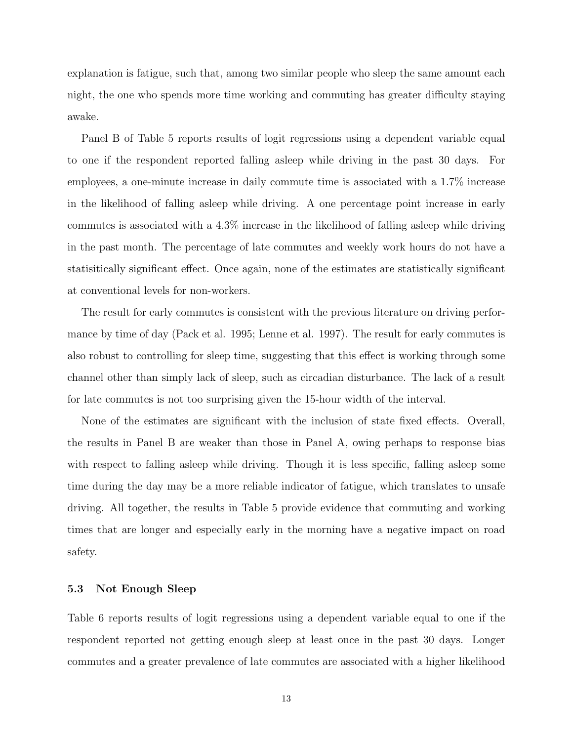explanation is fatigue, such that, among two similar people who sleep the same amount each night, the one who spends more time working and commuting has greater difficulty staying awake.

Panel B of Table 5 reports results of logit regressions using a dependent variable equal to one if the respondent reported falling asleep while driving in the past 30 days. For employees, a one-minute increase in daily commute time is associated with a 1.7% increase in the likelihood of falling asleep while driving. A one percentage point increase in early commutes is associated with a 4.3% increase in the likelihood of falling asleep while driving in the past month. The percentage of late commutes and weekly work hours do not have a statisitically significant effect. Once again, none of the estimates are statistically significant at conventional levels for non-workers.

The result for early commutes is consistent with the previous literature on driving performance by time of day (Pack et al. 1995; Lenne et al. 1997). The result for early commutes is also robust to controlling for sleep time, suggesting that this effect is working through some channel other than simply lack of sleep, such as circadian disturbance. The lack of a result for late commutes is not too surprising given the 15-hour width of the interval.

None of the estimates are significant with the inclusion of state fixed effects. Overall, the results in Panel B are weaker than those in Panel A, owing perhaps to response bias with respect to falling asleep while driving. Though it is less specific, falling asleep some time during the day may be a more reliable indicator of fatigue, which translates to unsafe driving. All together, the results in Table 5 provide evidence that commuting and working times that are longer and especially early in the morning have a negative impact on road safety.

### 5.3 Not Enough Sleep

Table 6 reports results of logit regressions using a dependent variable equal to one if the respondent reported not getting enough sleep at least once in the past 30 days. Longer commutes and a greater prevalence of late commutes are associated with a higher likelihood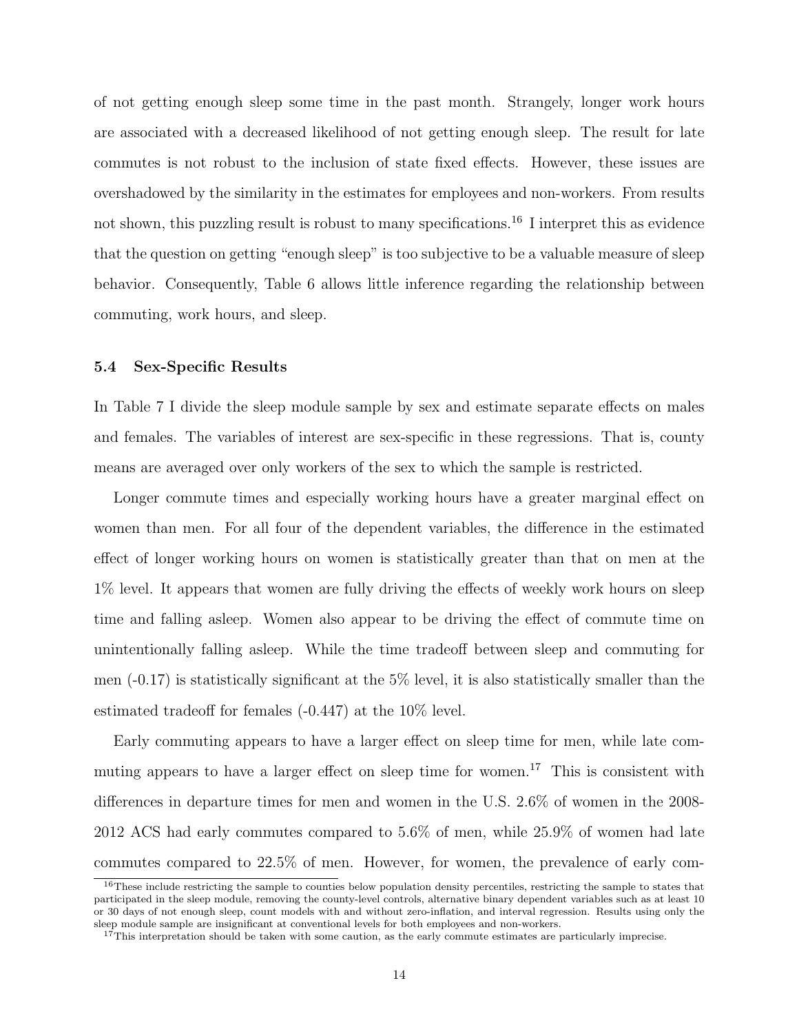of not getting enough sleep some time in the past month. Strangely, longer work hours are associated with a decreased likelihood of not getting enough sleep. The result for late commutes is not robust to the inclusion of state fixed effects. However, these issues are overshadowed by the similarity in the estimates for employees and non-workers. From results not shown, this puzzling result is robust to many specifications.[16] I interpret this as evidence that the question on getting "enough sleep" is too subjective to be a valuable measure of sleep behavior. Consequently, Table 6 allows little inference regarding the relationship between commuting, work hours, and sleep.

### 5.4 Sex-Specific Results

In Table 7 I divide the sleep module sample by sex and estimate separate effects on males and females. The variables of interest are sex-specific in these regressions. That is, county means are averaged over only workers of the sex to which the sample is restricted.

Longer commute times and especially working hours have a greater marginal effect on women than men. For all four of the dependent variables, the difference in the estimated effect of longer working hours on women is statistically greater than that on men at the 1% level. It appears that women are fully driving the effects of weekly work hours on sleep time and falling asleep. Women also appear to be driving the effect of commute time on unintentionally falling asleep. While the time tradeoff between sleep and commuting for men (-0.17) is statistically significant at the 5% level, it is also statistically smaller than the estimated tradeoff for females (-0.447) at the 10% level.

Early commuting appears to have a larger effect on sleep time for men, while late commuting appears to have a larger effect on sleep time for women.[17] This is consistent with differences in departure times for men and women in the U.S. 2.6% of women in the 2008-2012 ACS had early commutes compared to 5.6% of men, while 25.9% of women had late commutes compared to 22.5% of men. However, for women, the prevalence of early com-

[16] These include restricting the sample to counties below population density percentiles, restricting the sample to states that participated in the sleep module, removing the county-level controls, alternative binary dependent variables such as at least 10 or 30 days of not enough sleep, count models with and without zero-inflation, and interval regression. Results using only the sleep module sample are insignificant at conventional levels for both employees and non-workers.

[17] This interpretation should be taken with some caution, as the early commute estimates are particularly imprecise.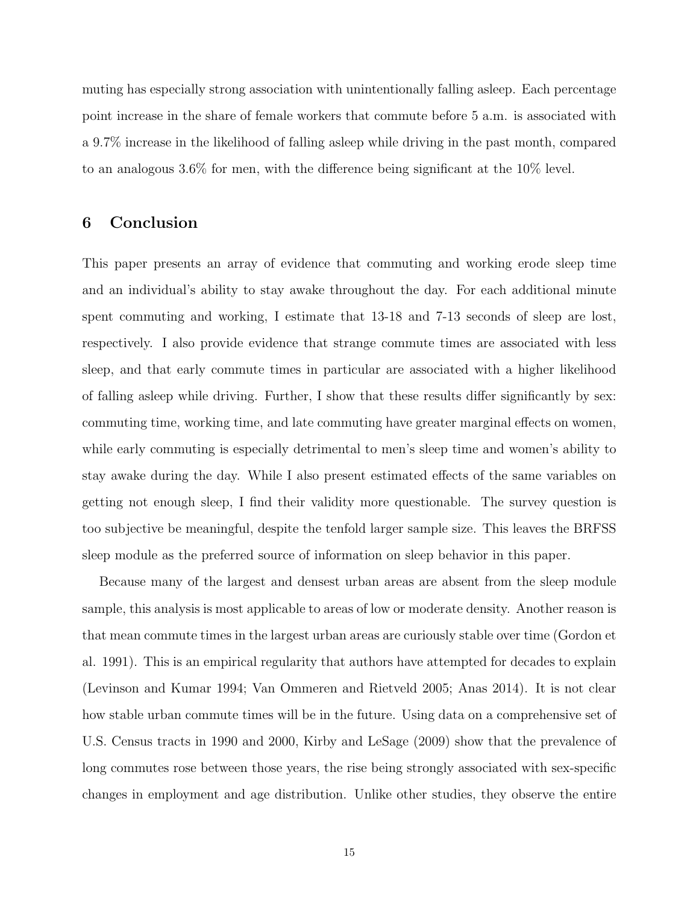muting has especially strong association with unintentionally falling asleep. Each percentage point increase in the share of female workers that commute before 5 a.m. is associated with a 9.7% increase in the likelihood of falling asleep while driving in the past month, compared to an analogous 3.6% for men, with the difference being significant at the 10% level.

## 6 Conclusion

This paper presents an array of evidence that commuting and working erode sleep time and an individual's ability to stay awake throughout the day. For each additional minute spent commuting and working, I estimate that 13-18 and 7-13 seconds of sleep are lost, respectively. I also provide evidence that strange commute times are associated with less sleep, and that early commute times in particular are associated with a higher likelihood of falling asleep while driving. Further, I show that these results differ significantly by sex: commuting time, working time, and late commuting have greater marginal effects on women, while early commuting is especially detrimental to men's sleep time and women's ability to stay awake during the day. While I also present estimated effects of the same variables on getting not enough sleep, I find their validity more questionable. The survey question is too subjective be meaningful, despite the tenfold larger sample size. This leaves the BRFSS sleep module as the preferred source of information on sleep behavior in this paper.

Because many of the largest and densest urban areas are absent from the sleep module sample, this analysis is most applicable to areas of low or moderate density. Another reason is that mean commute times in the largest urban areas are curiously stable over time (Gordon et al. 1991). This is an empirical regularity that authors have attempted for decades to explain (Levinson and Kumar 1994; Van Ommeren and Rietveld 2005; Anas 2014). It is not clear how stable urban commute times will be in the future. Using data on a comprehensive set of U.S. Census tracts in 1990 and 2000, Kirby and LeSage (2009) show that the prevalence of long commutes rose between those years, the rise being strongly associated with sex-specific changes in employment and age distribution. Unlike other studies, they observe the entire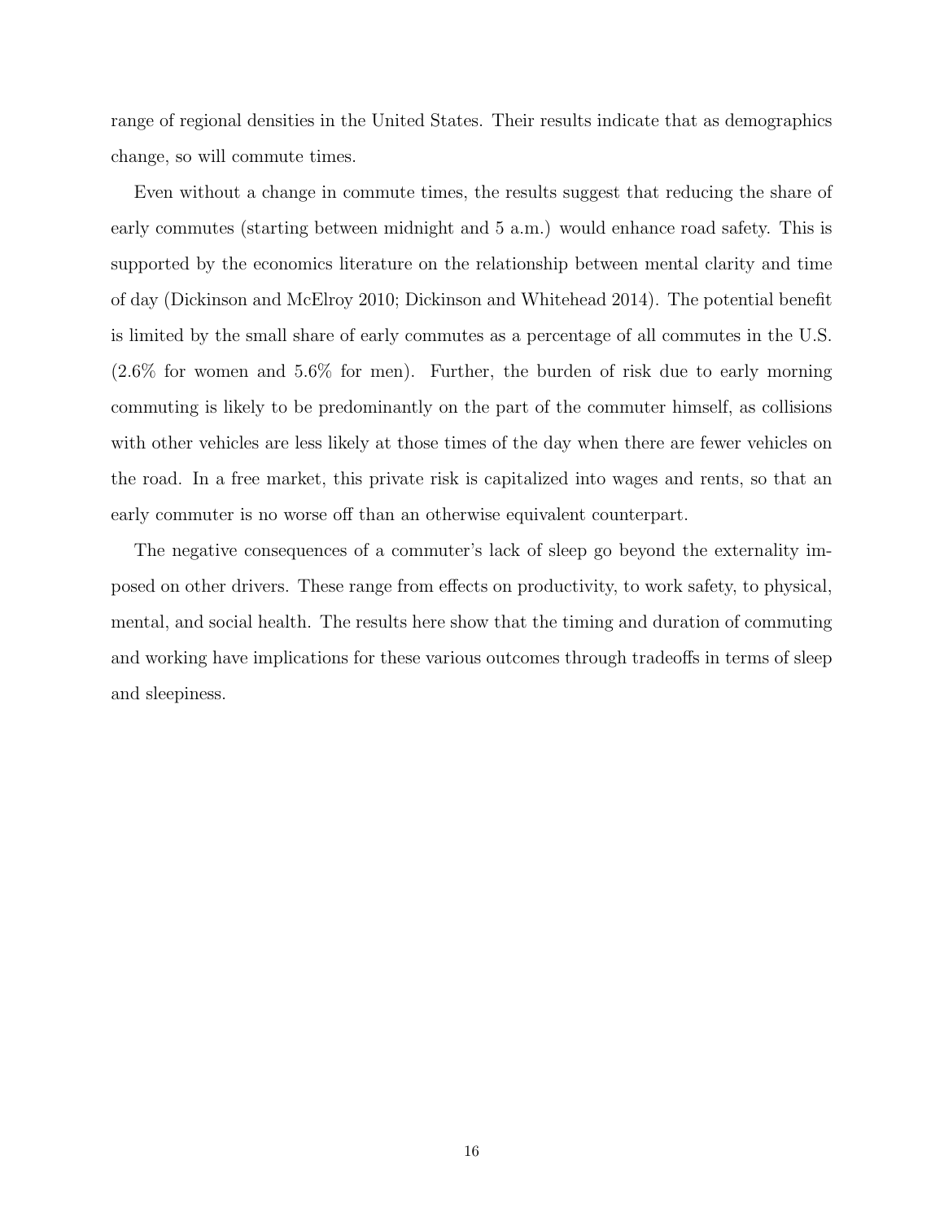range of regional densities in the United States. Their results indicate that as demographics change, so will commute times.

Even without a change in commute times, the results suggest that reducing the share of early commutes (starting between midnight and 5 a.m.) would enhance road safety. This is supported by the economics literature on the relationship between mental clarity and time of day (Dickinson and McElroy 2010; Dickinson and Whitehead 2014). The potential benefit is limited by the small share of early commutes as a percentage of all commutes in the U.S. (2.6% for women and 5.6% for men). Further, the burden of risk due to early morning commuting is likely to be predominantly on the part of the commuter himself, as collisions with other vehicles are less likely at those times of the day when there are fewer vehicles on the road. In a free market, this private risk is capitalized into wages and rents, so that an early commuter is no worse off than an otherwise equivalent counterpart.

The negative consequences of a commuter's lack of sleep go beyond the externality imposed on other drivers. These range from effects on productivity, to work safety, to physical, mental, and social health. The results here show that the timing and duration of commuting and working have implications for these various outcomes through tradeoffs in terms of sleep and sleepiness.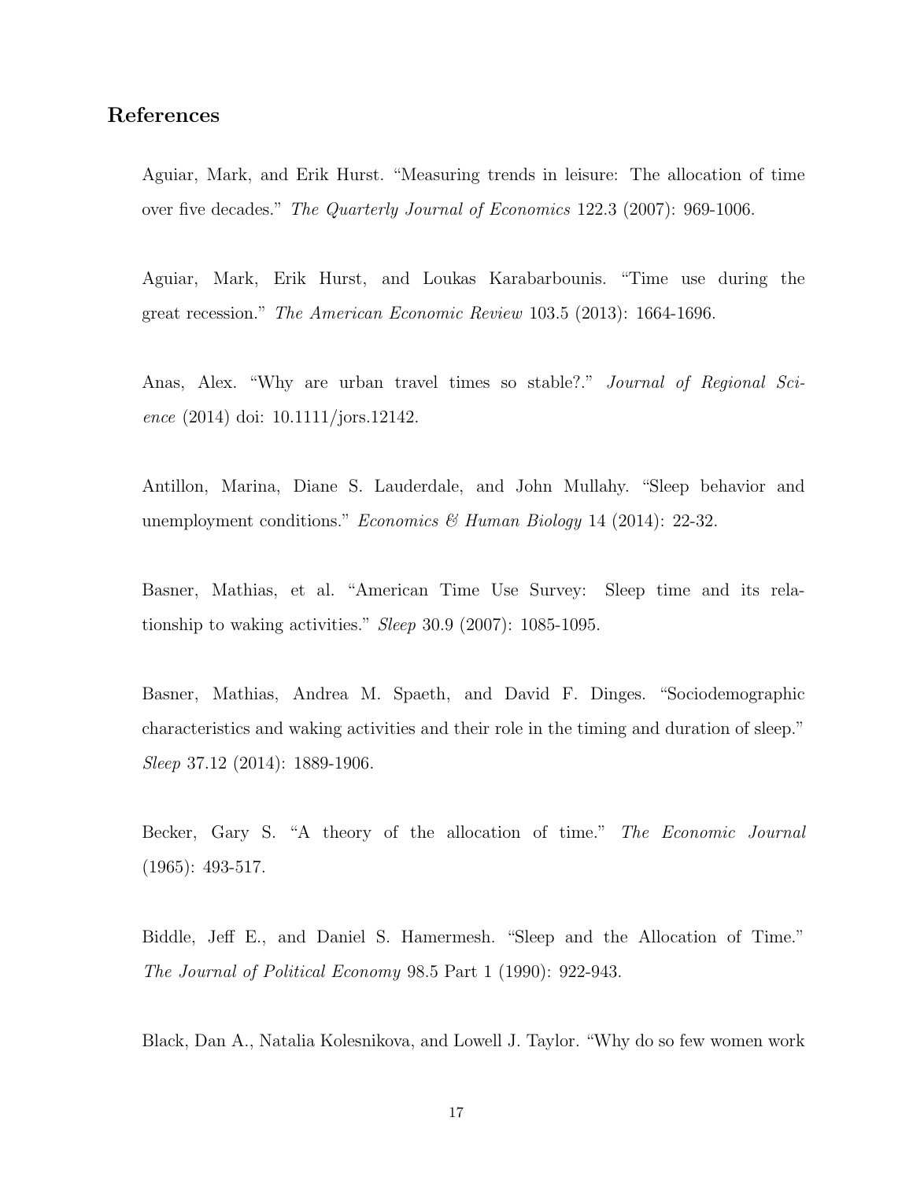## References

Aguiar, Mark, and Erik Hurst. "Measuring trends in leisure: The allocation of time over five decades." *The Quarterly Journal of Economics* 122.3 (2007): 969-1006.

Aguiar, Mark, Erik Hurst, and Loukas Karabarbounis. "Time use during the great recession." *The American Economic Review* 103.5 (2013): 1664-1696.

Anas, Alex. "Why are urban travel times so stable?." *Journal of Regional Science* (2014) doi: 10.1111/jors.12142.

Antillon, Marina, Diane S. Lauderdale, and John Mullahy. "Sleep behavior and unemployment conditions." *Economics & Human Biology* 14 (2014): 22-32.

Basner, Mathias, et al. "American Time Use Survey: Sleep time and its relationship to waking activities." *Sleep* 30.9 (2007): 1085-1095.

Basner, Mathias, Andrea M. Spaeth, and David F. Dinges. "Sociodemographic characteristics and waking activities and their role in the timing and duration of sleep." *Sleep* 37.12 (2014): 1889-1906.

Becker, Gary S. "A theory of the allocation of time." *The Economic Journal* (1965): 493-517.

Biddle, Jeff E., and Daniel S. Hamermesh. "Sleep and the Allocation of Time." *The Journal of Political Economy* 98.5 Part 1 (1990): 922-943.

Black, Dan A., Natalia Kolesnikova, and Lowell J. Taylor. "Why do so few women work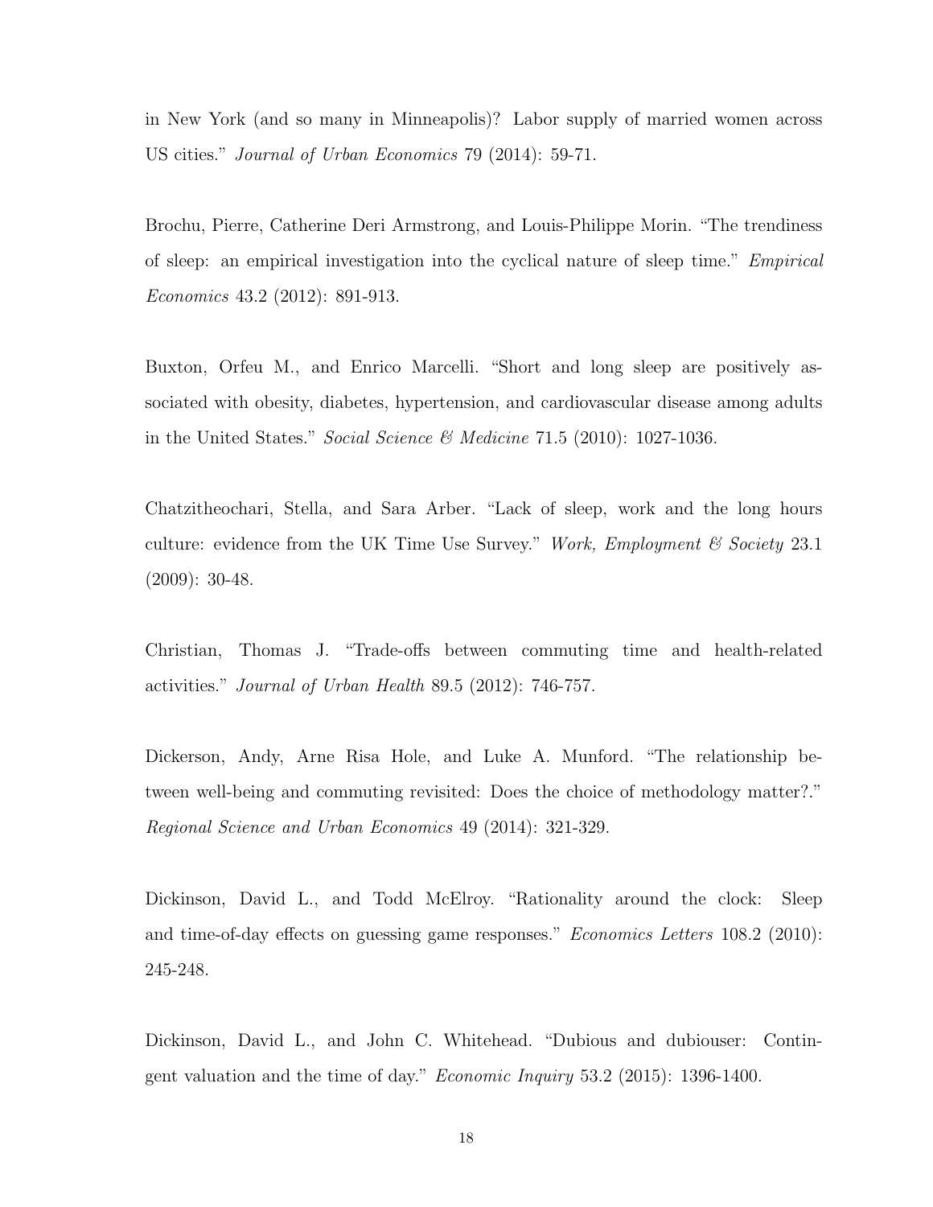in New York (and so many in Minneapolis)? Labor supply of married women across US cities." *Journal of Urban Economics* 79 (2014): 59-71.

Brochu, Pierre, Catherine Deri Armstrong, and Louis-Philippe Morin. "The trendiness of sleep: an empirical investigation into the cyclical nature of sleep time." *Empirical Economics* 43.2 (2012): 891-913.

Buxton, Orfeu M., and Enrico Marcelli. "Short and long sleep are positively associated with obesity, diabetes, hypertension, and cardiovascular disease among adults in the United States." *Social Science & Medicine* 71.5 (2010): 1027-1036.

Chatzitheochari, Stella, and Sara Arber. "Lack of sleep, work and the long hours culture: evidence from the UK Time Use Survey." *Work, Employment & Society* 23.1 (2009): 30-48.

Christian, Thomas J. "Trade-offs between commuting time and health-related activities." *Journal of Urban Health* 89.5 (2012): 746-757.

Dickerson, Andy, Arne Risa Hole, and Luke A. Munford. "The relationship between well-being and commuting revisited: Does the choice of methodology matter?." *Regional Science and Urban Economics* 49 (2014): 321-329.

Dickinson, David L., and Todd McElroy. "Rationality around the clock: Sleep and time-of-day effects on guessing game responses." *Economics Letters* 108.2 (2010): 245-248.

Dickinson, David L., and John C. Whitehead. "Dubious and dubiouser: Contingent valuation and the time of day." *Economic Inquiry* 53.2 (2015): 1396-1400.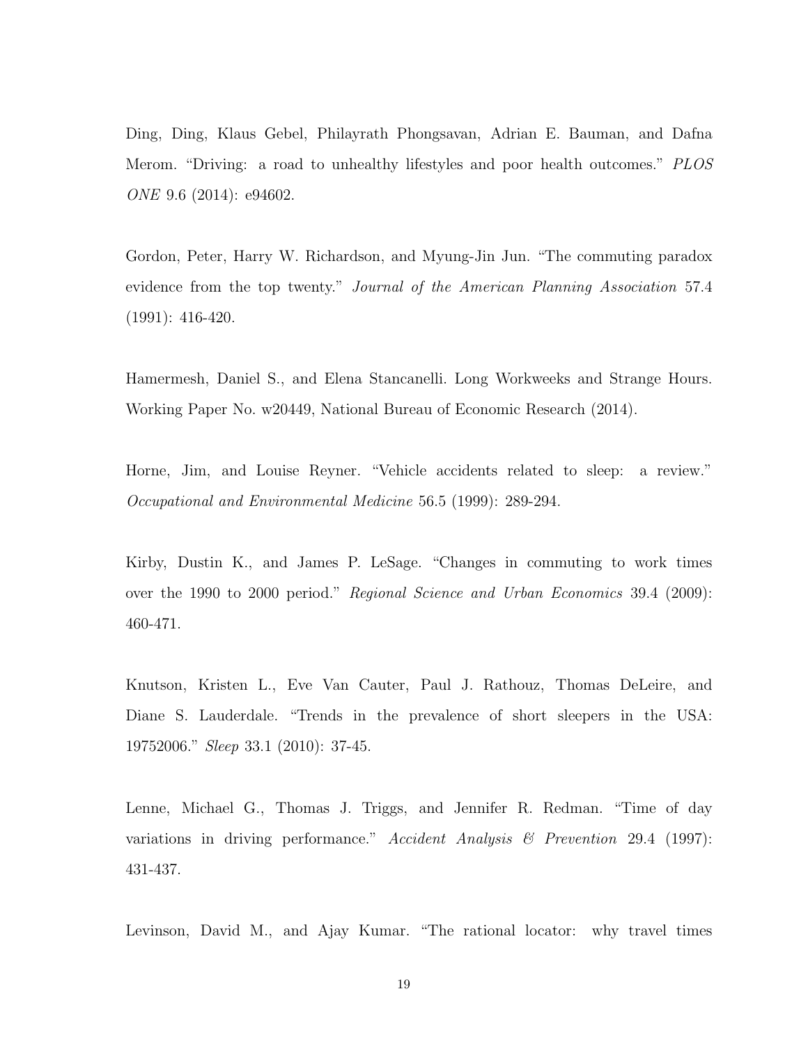Ding, Ding, Klaus Gebel, Philayrath Phongsavan, Adrian E. Bauman, and Dafna Merom. "Driving: a road to unhealthy lifestyles and poor health outcomes." *PLOS ONE* 9.6 (2014): e94602.

Gordon, Peter, Harry W. Richardson, and Myung-Jin Jun. "The commuting paradox evidence from the top twenty." *Journal of the American Planning Association* 57.4 (1991): 416-420.

Hamermesh, Daniel S., and Elena Stancanelli. Long Workweeks and Strange Hours. Working Paper No. w20449, National Bureau of Economic Research (2014).

Horne, Jim, and Louise Reyner. "Vehicle accidents related to sleep: a review." *Occupational and Environmental Medicine* 56.5 (1999): 289-294.

Kirby, Dustin K., and James P. LeSage. "Changes in commuting to work times over the 1990 to 2000 period." *Regional Science and Urban Economics* 39.4 (2009): 460-471.

Knutson, Kristen L., Eve Van Cauter, Paul J. Rathouz, Thomas DeLeire, and Diane S. Lauderdale. "Trends in the prevalence of short sleepers in the USA: 19752006." *Sleep* 33.1 (2010): 37-45.

Lenne, Michael G., Thomas J. Triggs, and Jennifer R. Redman. "Time of day variations in driving performance." *Accident Analysis & Prevention* 29.4 (1997): 431-437.

Levinson, David M., and Ajay Kumar. "The rational locator: why travel times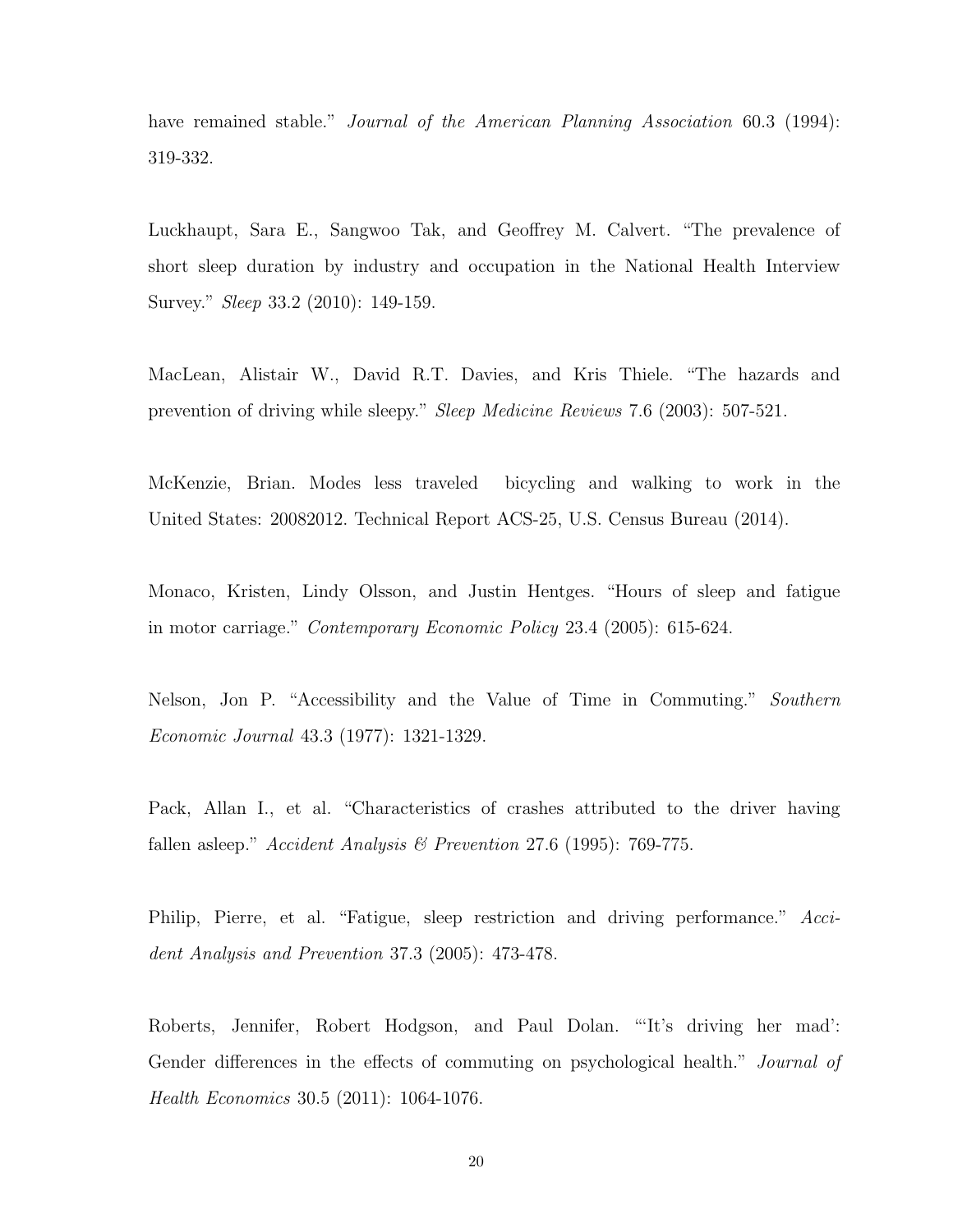have remained stable." *Journal of the American Planning Association* 60.3 (1994): 319-332.

Luckhaupt, Sara E., Sangwoo Tak, and Geoffrey M. Calvert. "The prevalence of short sleep duration by industry and occupation in the National Health Interview Survey." *Sleep* 33.2 (2010): 149-159.

MacLean, Alistair W., David R.T. Davies, and Kris Thiele. "The hazards and prevention of driving while sleepy." *Sleep Medicine Reviews* 7.6 (2003): 507-521.

McKenzie, Brian. Modes less traveled bicycling and walking to work in the United States: 20082012. Technical Report ACS-25, U.S. Census Bureau (2014).

Monaco, Kristen, Lindy Olsson, and Justin Hentges. "Hours of sleep and fatigue in motor carriage." *Contemporary Economic Policy* 23.4 (2005): 615-624.

Nelson, Jon P. "Accessibility and the Value of Time in Commuting." *Southern Economic Journal* 43.3 (1977): 1321-1329.

Pack, Allan I., et al. "Characteristics of crashes attributed to the driver having fallen asleep." *Accident Analysis & Prevention* 27.6 (1995): 769-775.

Philip, Pierre, et al. "Fatigue, sleep restriction and driving performance." *Accident Analysis and Prevention* 37.3 (2005): 473-478.

Roberts, Jennifer, Robert Hodgson, and Paul Dolan. "'It's driving her mad': Gender differences in the effects of commuting on psychological health." *Journal of Health Economics* 30.5 (2011): 1064-1076.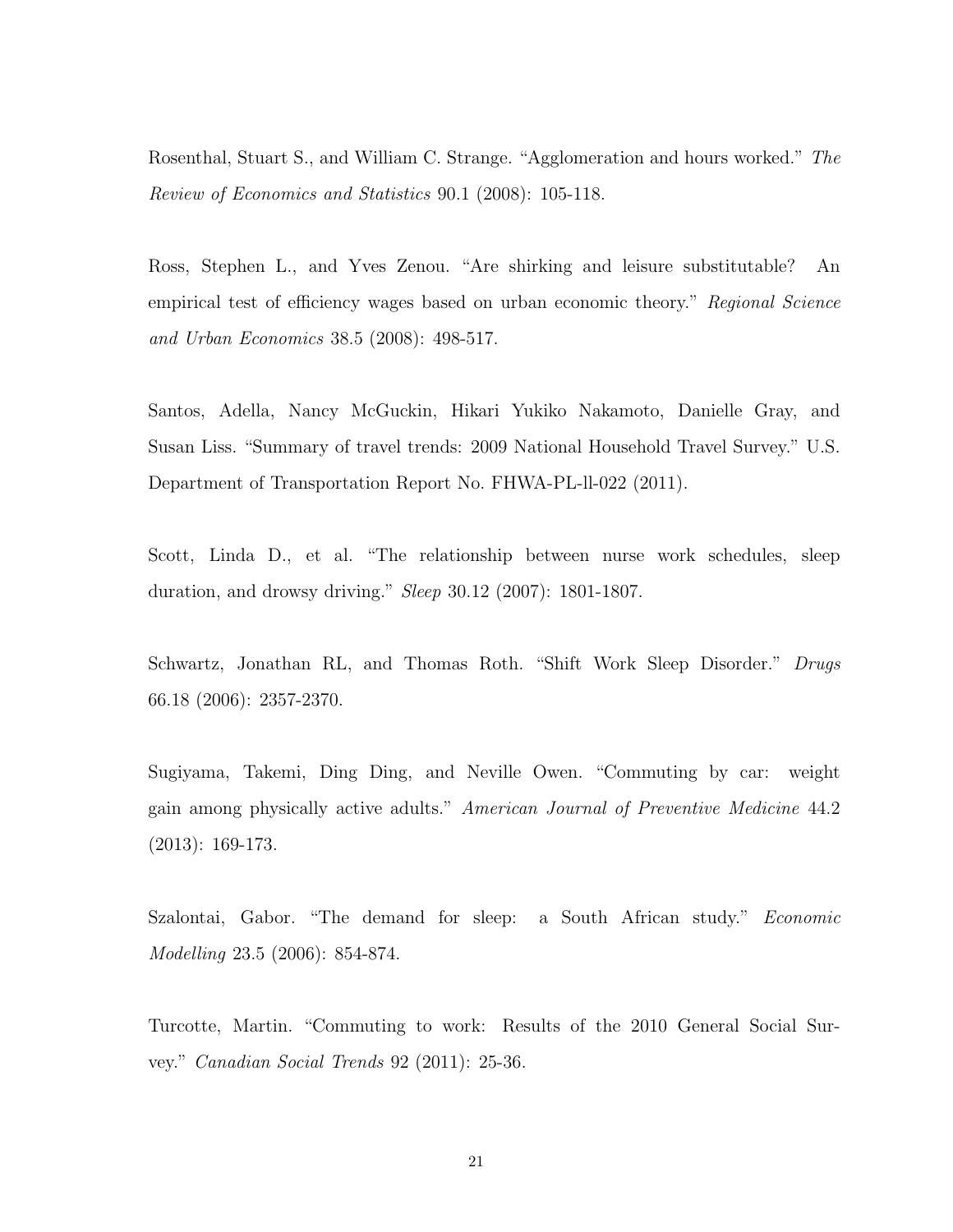Rosenthal, Stuart S., and William C. Strange. "Agglomeration and hours worked." *The Review of Economics and Statistics* 90.1 (2008): 105-118.

Ross, Stephen L., and Yves Zenou. "Are shirking and leisure substitutable? An empirical test of efficiency wages based on urban economic theory." *Regional Science and Urban Economics* 38.5 (2008): 498-517.

Santos, Adella, Nancy McGuckin, Hikari Yukiko Nakamoto, Danielle Gray, and Susan Liss. "Summary of travel trends: 2009 National Household Travel Survey." U.S. Department of Transportation Report No. FHWA-PL-ll-022 (2011).

Scott, Linda D., et al. "The relationship between nurse work schedules, sleep duration, and drowsy driving." *Sleep* 30.12 (2007): 1801-1807.

Schwartz, Jonathan RL, and Thomas Roth. "Shift Work Sleep Disorder." *Drugs* 66.18 (2006): 2357-2370.

Sugiyama, Takemi, Ding Ding, and Neville Owen. "Commuting by car: weight gain among physically active adults." *American Journal of Preventive Medicine* 44.2 (2013): 169-173.

Szalontai, Gabor. "The demand for sleep: a South African study." *Economic Modelling* 23.5 (2006): 854-874.

Turcotte, Martin. "Commuting to work: Results of the 2010 General Social Survey." *Canadian Social Trends* 92 (2011): 25-36.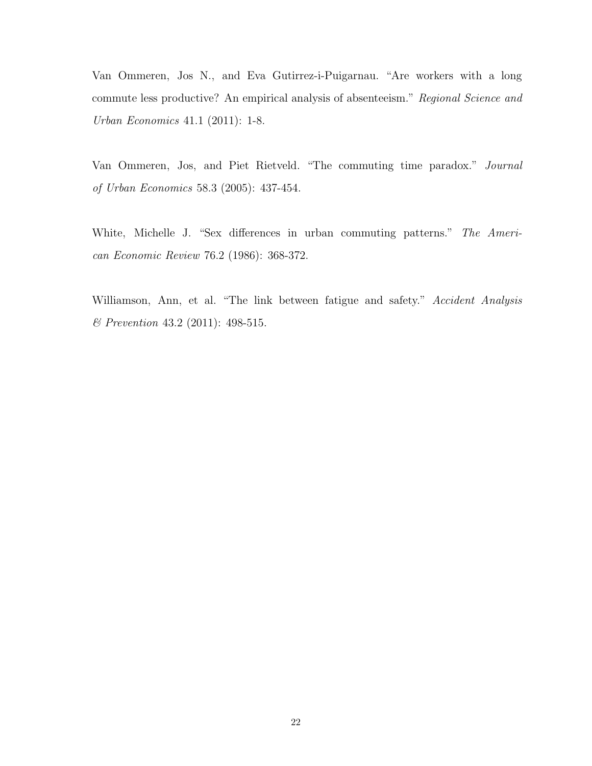Van Ommeren, Jos N., and Eva Gutirrez-i-Puigarnau. "Are workers with a long commute less productive? An empirical analysis of absenteeism." *Regional Science and Urban Economics* 41.1 (2011): 1-8.

Van Ommeren, Jos, and Piet Rietveld. "The commuting time paradox." *Journal of Urban Economics* 58.3 (2005): 437-454.

White, Michelle J. "Sex differences in urban commuting patterns." *The American Economic Review* 76.2 (1986): 368-372.

Williamson, Ann, et al. "The link between fatigue and safety." *Accident Analysis & Prevention* 43.2 (2011): 498-515.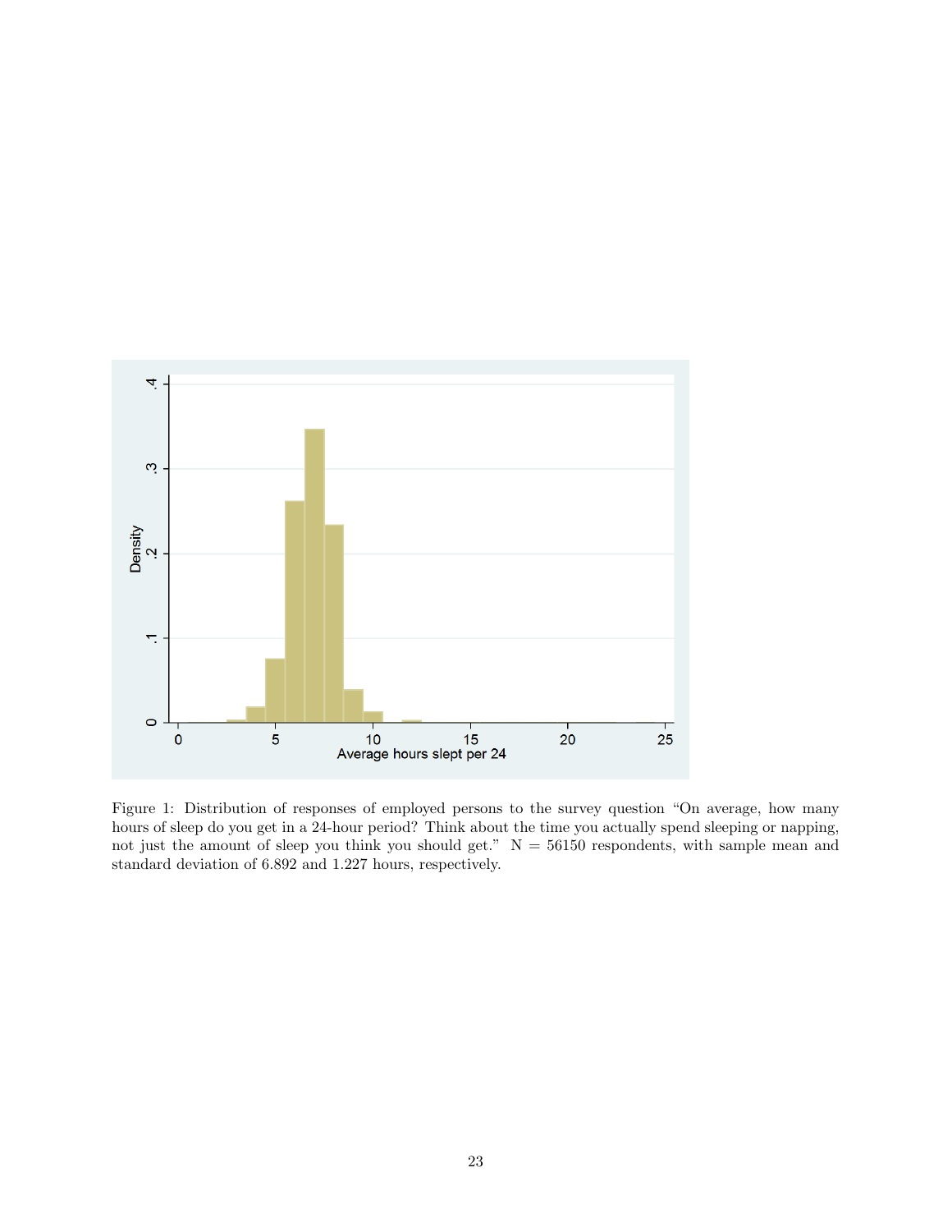Figure 1: Distribution of responses of employed persons to the survey question "On average, how many hours of sleep do you get in a 24-hour period? Think about the time you actually spend sleeping or napping, not just the amount of sleep you think you should get." N = 56150 respondents, with sample mean and standard deviation of 6.892 and 1.227 hours, respectively.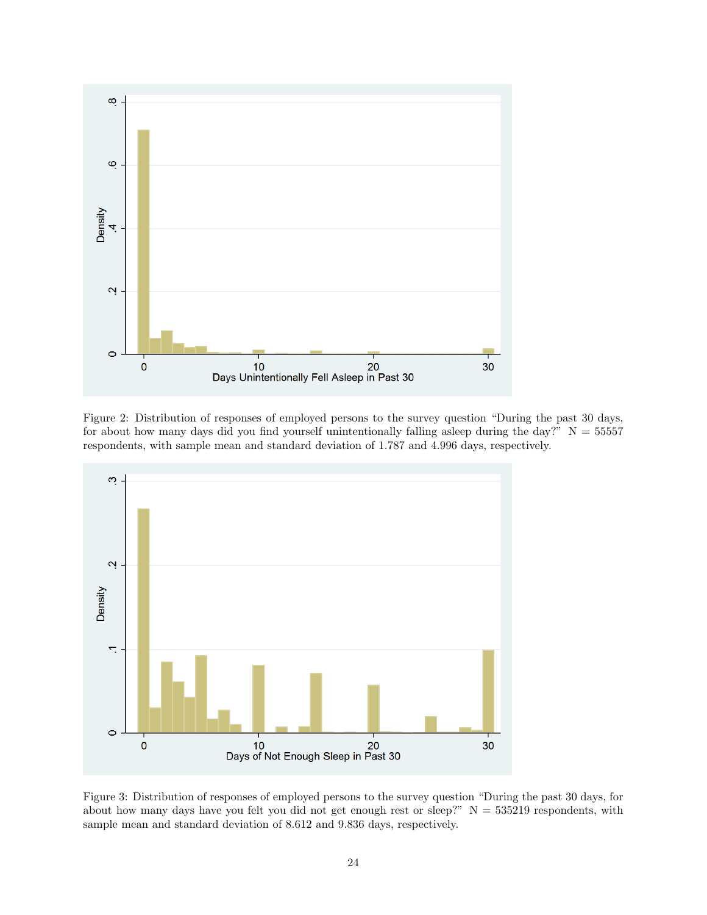Figure 2: Distribution of responses of employed persons to the survey question "During the past 30 days, for about how many days did you find yourself unintentionally falling asleep during the day?" N = 55557 respondents, with sample mean and standard deviation of 1.787 and 4.996 days, respectively.

Figure 3: Distribution of responses of employed persons to the survey question "During the past 30 days, for about how many days have you felt you did not get enough rest or sleep?" N = 535219 respondents, with sample mean and standard deviation of 8.612 and 9.836 days, respectively.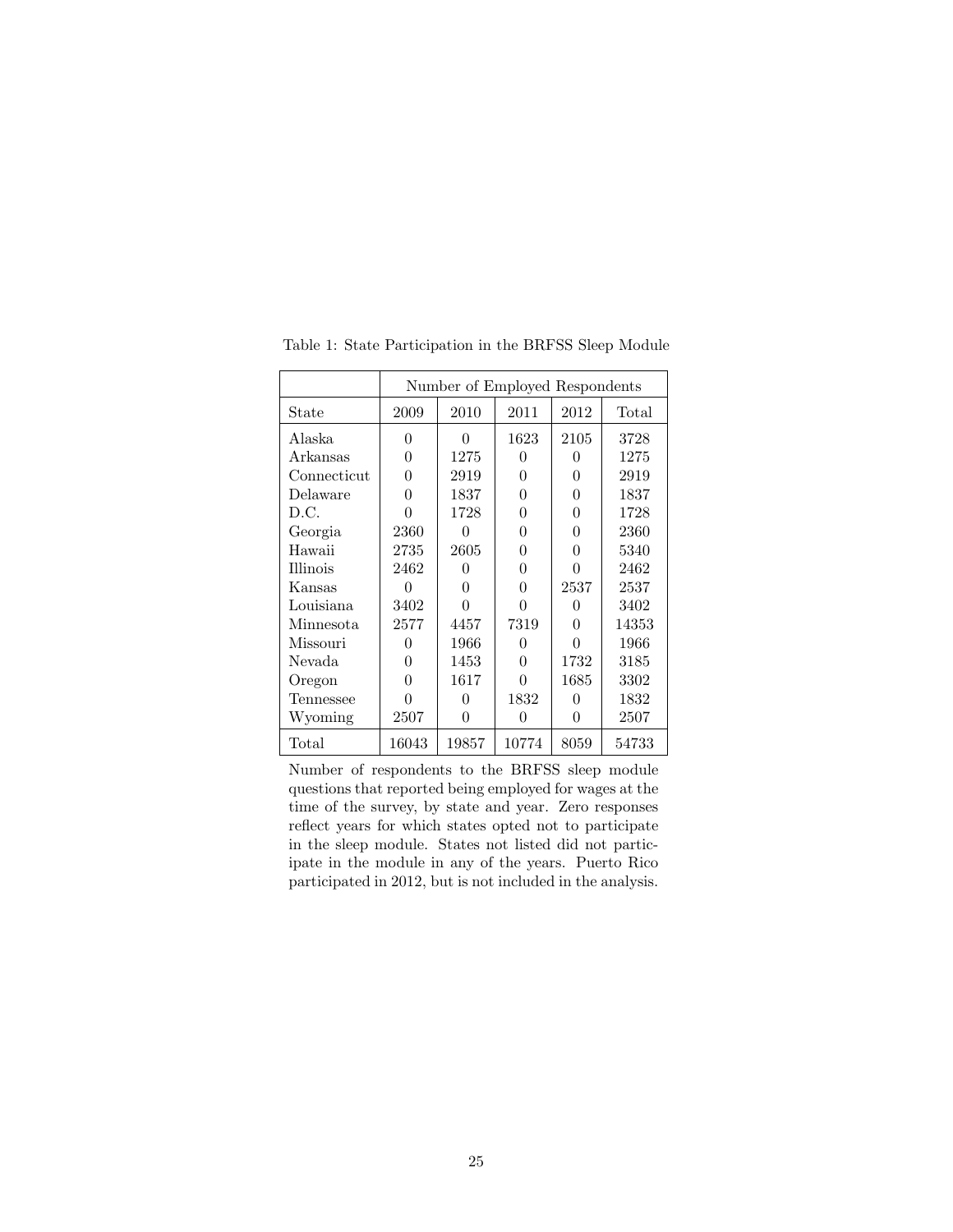Table 1: State Participation in the BRFSS Sleep Module

| | Number of Employed Respondents | | | | |
|---|---|---|---|---|---|
| State | 2009 | 2010 | 2011 | 2012 | Total |
| Alaska | 0 | 0 | 1623 | 2105 | 3728 |
| Arkansas | 0 | 1275 | 0 | 0 | 1275 |
| Connecticut | 0 | 2919 | 0 | 0 | 2919 |
| Delaware | 0 | 1837 | 0 | 0 | 1837 |
| D.C. | 0 | 1728 | 0 | 0 | 1728 |
| Georgia | 2360 | 0 | 0 | 0 | 2360 |
| Hawaii | 2735 | 2605 | 0 | 0 | 5340 |
| Illinois | 2462 | 0 | 0 | 0 | 2462 |
| Kansas | 0 | 0 | 0 | 2537 | 2537 |
| Louisiana | 3402 | 0 | 0 | 0 | 3402 |
| Minnesota | 2577 | 4457 | 7319 | 0 | 14353 |
| Missouri | 0 | 1966 | 0 | 0 | 1966 |
| Nevada | 0 | 1453 | 0 | 1732 | 3185 |
| Oregon | 0 | 1617 | 0 | 1685 | 3302 |
| Tennessee | 0 | 0 | 1832 | 0 | 1832 |
| Wyoming | 2507 | 0 | 0 | 0 | 2507 |
| Total | 16043 | 19857 | 10774 | 8059 | 54733 |

Number of respondents to the BRFSS sleep module questions that reported being employed for wages at the time of the survey, by state and year. Zero responses reflect years for which states opted not to participate in the sleep module. States not listed did not participate in the module in any of the years. Puerto Rico participated in 2012, but is not included in the analysis.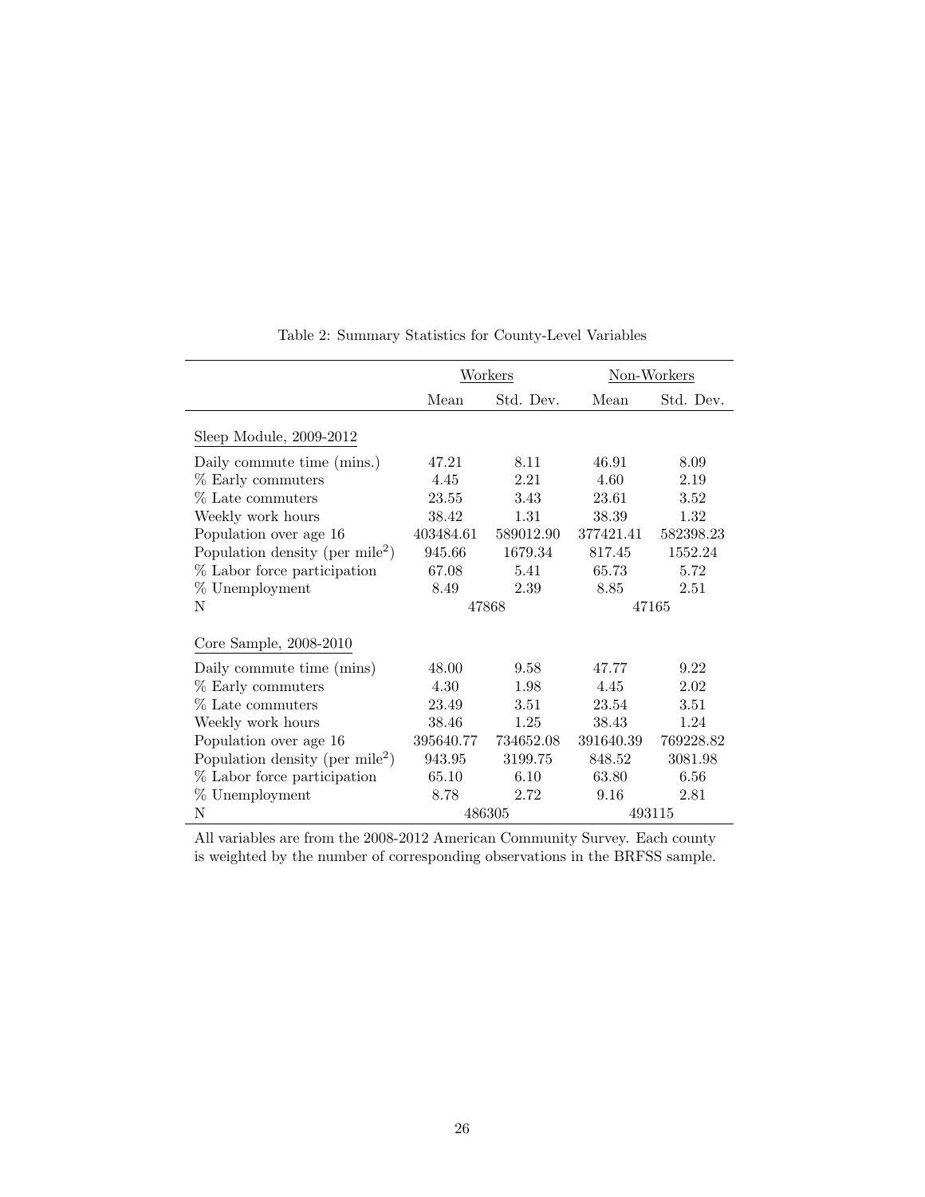Table 2: Summary Statistics for County-Level Variables

| | Workers | | Non-Workers | |
|---|---|---|---|---|
| | Mean | Std. Dev. | Mean | Std. Dev. |
| Sleep Module, 2009-2012 | | | | |
| Daily commute time (mins.) | 47.21 | 8.11 | 46.91 | 8.09 |
| % Early commuters | 4.45 | 2.21 | 4.60 | 2.19 |
| % Late commuters | 23.55 | 3.43 | 23.61 | 3.52 |
| Weekly work hours | 38.42 | 1.31 | 38.39 | 1.32 |
| Population over age 16 | 403484.61 | 589012.90 | 377421.41 | 582398.23 |
| Population density (per mile$^2$) | 945.66 | 1679.34 | 817.45 | 1552.24 |
| % Labor force participation | 67.08 | 5.41 | 65.73 | 5.72 |
| % Unemployment | 8.49 | 2.39 | 8.85 | 2.51 |
| N | 47868 | | 47165 | |
| Core Sample, 2008-2010 | | | | |
| Daily commute time (mins) | 48.00 | 9.58 | 47.77 | 9.22 |
| % Early commuters | 4.30 | 1.98 | 4.45 | 2.02 |
| % Late commuters | 23.49 | 3.51 | 23.54 | 3.51 |
| Weekly work hours | 38.46 | 1.25 | 38.43 | 1.24 |
| Population over age 16 | 395640.77 | 734652.08 | 391640.39 | 769228.82 |
| Population density (per mile$^2$) | 943.95 | 3199.75 | 848.52 | 3081.98 |
| % Labor force participation | 65.10 | 6.10 | 63.80 | 6.56 |
| % Unemployment | 8.78 | 2.72 | 9.16 | 2.81 |
| N | 486305 | | 493115 | |

All variables are from the 2008-2012 American Community Survey. Each county is weighted by the number of corresponding observations in the BRFSS sample.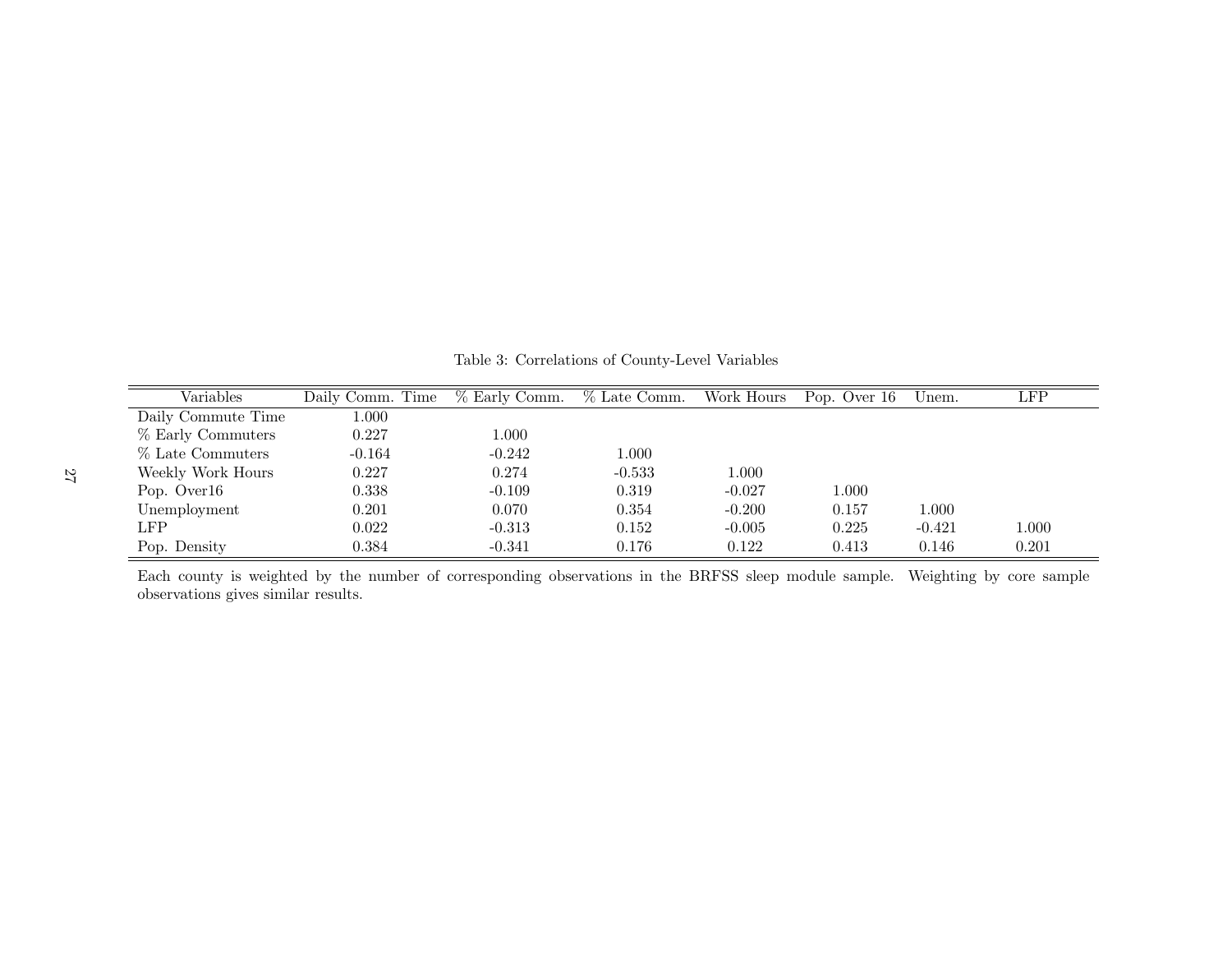Table 3: Correlations of County-Level Variables

| Variables | Daily Comm. Time | % Early Comm. | % Late Comm. | Work Hours | Pop. Over 16 | Unem. | LFP |
|---|---|---|---|---|---|---|---|
| Daily Commute Time | 1.000 | | | | | | |
| % Early Commuters | 0.227 | 1.000 | | | | | |
| % Late Commuters | -0.164 | -0.242 | 1.000 | | | | |
| Weekly Work Hours | 0.227 | 0.274 | -0.533 | 1.000 | | | |
| Pop. Over16 | 0.338 | -0.109 | 0.319 | -0.027 | 1.000 | | |
| Unemployment | 0.201 | 0.070 | 0.354 | -0.200 | 0.157 | 1.000 | |
| LFP | 0.022 | -0.313 | 0.152 | -0.005 | 0.225 | -0.421 | 1.000 |
| Pop. Density | 0.384 | -0.341 | 0.176 | 0.122 | 0.413 | 0.146 | 0.201 |

Each county is weighted by the number of corresponding observations in the BRFSS sleep module sample. Weighting by core sample observations gives similar results.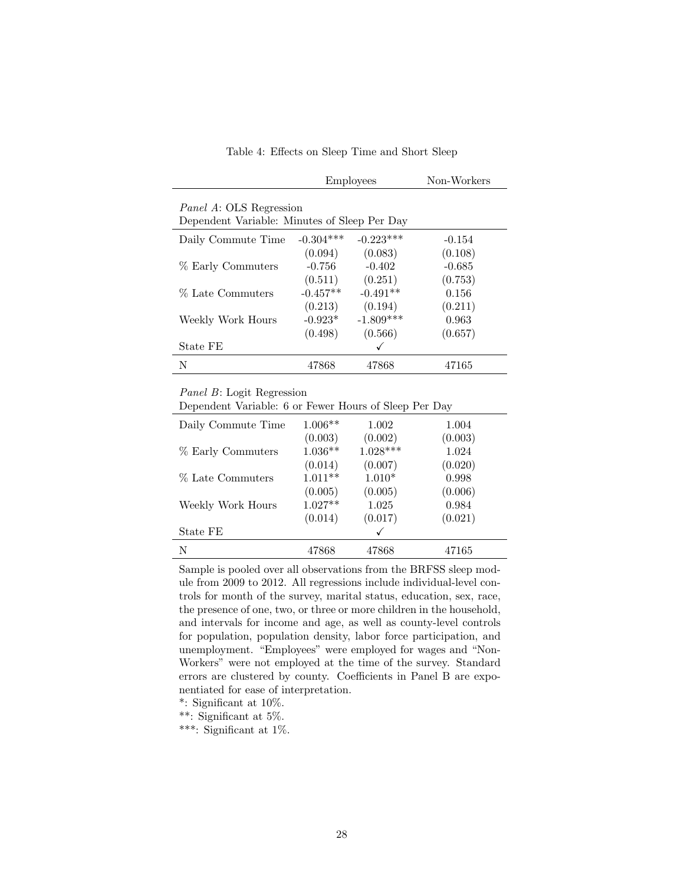Table 4: Effects on Sleep Time and Short Sleep

| | Employees | | Non-Workers |
|---|---|---|---|
| *Panel A*: OLS Regression<br>Dependent Variable: Minutes of Sleep Per Day | | | |
| Daily Commute Time | -0.304*** | -0.223*** | -0.154 |
| | (0.094) | (0.083) | (0.108) |
| % Early Commuters | -0.756 | -0.402 | -0.685 |
| | (0.511) | (0.251) | (0.753) |
| % Late Commuters | -0.457** | -0.491** | 0.156 |
| | (0.213) | (0.194) | (0.211) |
| Weekly Work Hours | -0.923* | -1.809*** | 0.963 |
| | (0.498) | (0.566) | (0.657) |
| State FE | | ✓ | |
| N | 47868 | 47868 | 47165 |
| *Panel B*: Logit Regression<br>Dependent Variable: 6 or Fewer Hours of Sleep Per Day | | | |
| Daily Commute Time | 1.006** | 1.002 | 1.004 |
| | (0.003) | (0.002) | (0.003) |
| % Early Commuters | 1.036** | 1.028*** | 1.024 |
| | (0.014) | (0.007) | (0.020) |
| % Late Commuters | 1.011** | 1.010* | 0.998 |
| | (0.005) | (0.005) | (0.006) |
| Weekly Work Hours | 1.027** | 1.025 | 0.984 |
| | (0.014) | (0.017) | (0.021) |
| State FE | | ✓ | |
| N | 47868 | 47868 | 47165 |

Sample is pooled over all observations from the BRFSS sleep module from 2009 to 2012. All regressions include individual-level controls for month of the survey, marital status, education, sex, race, the presence of one, two, or three or more children in the household, and intervals for income and age, as well as county-level controls for population, population density, labor force participation, and unemployment. "Employees" were employed for wages and "Non-Workers" were not employed at the time of the survey. Standard errors are clustered by county. Coefficients in Panel B are exponentiated for ease of interpretation.

*: Significant at 10%.

**: Significant at 5%.

***: Significant at 1%.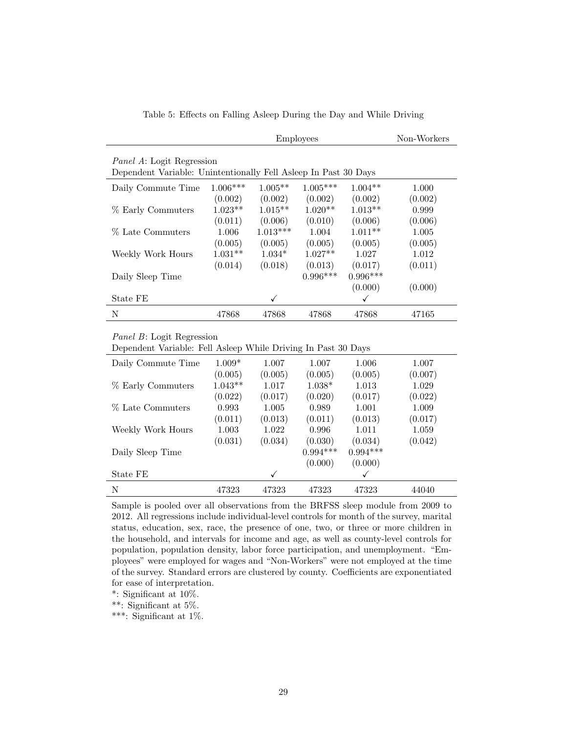Table 5: Effects on Falling Asleep During the Day and While Driving

| | Employees | | | | Non-Workers |
|---|---|---|---|---|---|
| *Panel A*: Logit Regression | | | | | |
| Dependent Variable: Unintentionally Fell Asleep In Past 30 Days | | | | | |
| Daily Commute Time | 1.006*** | 1.005** | 1.005*** | 1.004** | 1.000 |
| | (0.002) | (0.002) | (0.002) | (0.002) | (0.002) |
| % Early Commuters | 1.023** | 1.015** | 1.020** | 1.013** | 0.999 |
| | (0.011) | (0.006) | (0.010) | (0.006) | (0.006) |
| % Late Commuters | 1.006 | 1.013*** | 1.004 | 1.011** | 1.005 |
| | (0.005) | (0.005) | (0.005) | (0.005) | (0.005) |
| Weekly Work Hours | 1.031** | 1.034* | 1.027** | 1.027 | 1.012 |
| | (0.014) | (0.018) | (0.013) | (0.017) | (0.011) |
| Daily Sleep Time | | | 0.996*** | 0.996*** | |
| | | | | (0.000) | (0.000) |
| State FE | | ✓ | | ✓ | |
| N | 47868 | 47868 | 47868 | 47868 | 47165 |
| *Panel B*: Logit Regression | | | | | |
| Dependent Variable: Fell Asleep While Driving In Past 30 Days | | | | | |
| Daily Commute Time | 1.009* | 1.007 | 1.007 | 1.006 | 1.007 |
| | (0.005) | (0.005) | (0.005) | (0.005) | (0.007) |
| % Early Commuters | 1.043** | 1.017 | 1.038* | 1.013 | 1.029 |
| | (0.022) | (0.017) | (0.020) | (0.017) | (0.022) |
| % Late Commuters | 0.993 | 1.005 | 0.989 | 1.001 | 1.009 |
| | (0.011) | (0.013) | (0.011) | (0.013) | (0.017) |
| Weekly Work Hours | 1.003 | 1.022 | 0.996 | 1.011 | 1.059 |
| | (0.031) | (0.034) | (0.030) | (0.034) | (0.042) |
| Daily Sleep Time | | | 0.994*** | 0.994*** | |
| | | | (0.000) | (0.000) | |
| State FE | | ✓ | | ✓ | |
| N | 47323 | 47323 | 47323 | 47323 | 44040 |

Sample is pooled over all observations from the BRFSS sleep module from 2009 to 2012. All regressions include individual-level controls for month of the survey, marital status, education, sex, race, the presence of one, two, or three or more children in the household, and intervals for income and age, as well as county-level controls for population, population density, labor force participation, and unemployment. "Employees" were employed for wages and "Non-Workers" were not employed at the time of the survey. Standard errors are clustered by county. Coefficients are exponentiated for ease of interpretation.

*: Significant at 10%.

**: Significant at 5%.

***: Significant at 1%.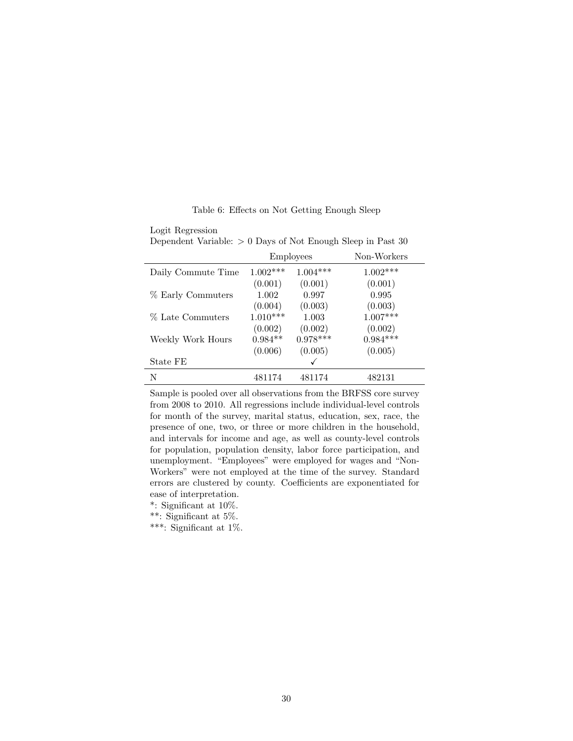Table 6: Effects on Not Getting Enough Sleep

Logit Regression
Dependent Variable: > 0 Days of Not Enough Sleep in Past 30

| | Employees | | Non-Workers |
|---|---|---|---|
| Daily Commute Time | 1.002*** | 1.004*** | 1.002*** |
| | (0.001) | (0.001) | (0.001) |
| % Early Commuters | 1.002 | 0.997 | 0.995 |
| | (0.004) | (0.003) | (0.003) |
| % Late Commuters | 1.010*** | 1.003 | 1.007*** |
| | (0.002) | (0.002) | (0.002) |
| Weekly Work Hours | 0.984** | 0.978*** | 0.984*** |
| | (0.006) | (0.005) | (0.005) |
| State FE | | ✓ | |
| N | 481174 | 481174 | 482131 |

Sample is pooled over all observations from the BRFSS core survey from 2008 to 2010. All regressions include individual-level controls for month of the survey, marital status, education, sex, race, the presence of one, two, or three or more children in the household, and intervals for income and age, as well as county-level controls for population, population density, labor force participation, and unemployment. "Employees" were employed for wages and "Non-Workers" were not employed at the time of the survey. Standard errors are clustered by county. Coefficients are exponentiated for ease of interpretation.

*: Significant at 10%.

**: Significant at 5%.

***: Significant at 1%.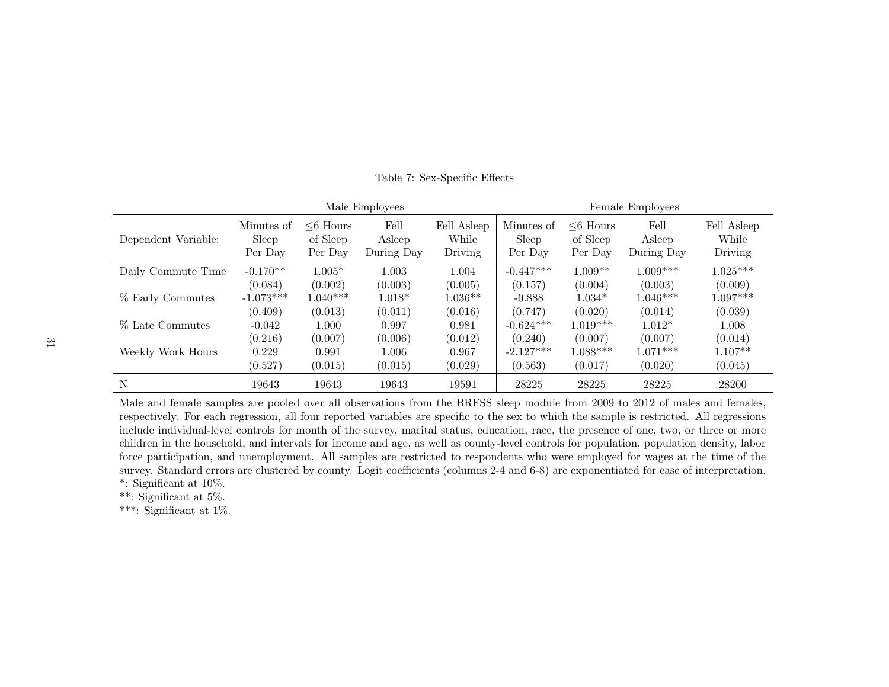Table 7: Sex-Specific Effects

| | Male Employees | | | | Female Employees | | | |
|---|---|---|---|---|---|---|---|---|
| Dependent Variable: | Minutes of Sleep Per Day | ≤6 Hours of Sleep Per Day | Fell Asleep During Day | Fell Asleep While Driving | Minutes of Sleep Per Day | ≤6 Hours of Sleep Per Day | Fell Asleep During Day | Fell Asleep While Driving |
| Daily Commute Time | -0.170** | 1.005* | 1.003 | 1.004 | -0.447*** | 1.009** | 1.009*** | 1.025*** |
| | (0.084) | (0.002) | (0.003) | (0.005) | (0.157) | (0.004) | (0.003) | (0.009) |
| % Early Commutes | -1.073*** | 1.040*** | 1.018* | 1.036** | -0.888 | 1.034* | 1.046*** | 1.097*** |
| | (0.409) | (0.013) | (0.011) | (0.016) | (0.747) | (0.020) | (0.014) | (0.039) |
| % Late Commutes | -0.042 | 1.000 | 0.997 | 0.981 | -0.624*** | 1.019*** | 1.012* | 1.008 |
| | (0.216) | (0.007) | (0.006) | (0.012) | (0.240) | (0.007) | (0.007) | (0.014) |
| Weekly Work Hours | 0.229 | 0.991 | 1.006 | 0.967 | -2.127*** | 1.088*** | 1.071*** | 1.107** |
| | (0.527) | (0.015) | (0.015) | (0.029) | (0.563) | (0.017) | (0.020) | (0.045) |
| N | 19643 | 19643 | 19643 | 19591 | 28225 | 28225 | 28225 | 28200 |

Male and female samples are pooled over all observations from the BRFSS sleep module from 2009 to 2012 of males and females, respectively. For each regression, all four reported variables are specific to the sex to which the sample is restricted. All regressions include individual-level controls for month of the survey, marital status, education, race, the presence of one, two, or three or more children in the household, and intervals for income and age, as well as county-level controls for population, population density, labor force participation, and unemployment. All samples are restricted to respondents who were employed for wages at the time of the survey. Standard errors are clustered by county. Logit coefficients (columns 2-4 and 6-8) are exponentiated for ease of interpretation.

*: Significant at 10%.

**: Significant at 5%.

***: Significant at 1%.